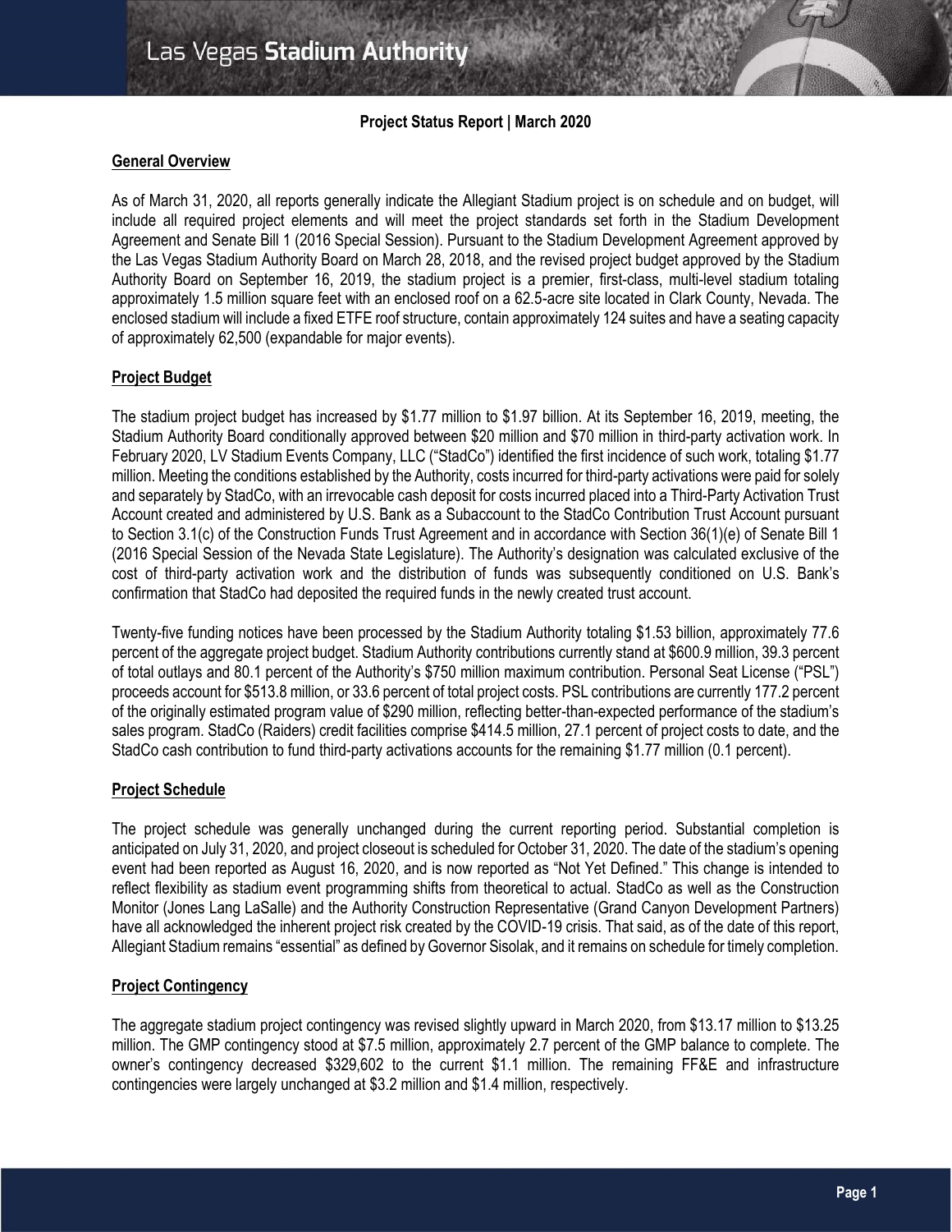# Las Vegas Stadium Authority

**Project Status Report | March 2020**

## General Overview

As of March 31, 2020, all reports generally indicate the Allegiant Stadium project is on schedule and on budget, will include all required project elements and will meet the project standards set forth in the Stadium Development Agreement and Senate Bill 1 (2016 Special Session). Pursuant to the Stadium Development Agreement approved by the Las Vegas Stadium Authority Board on March 28, 2018, and the revised project budget approved by the Stadium Authority Board on September 16, 2019, the stadium project is a premier, first-class, multi-level stadium totaling approximately 1.5 million square feet with an enclosed roof on a 62.5-acre site located in Clark County, Nevada. The enclosed stadium will include a fixed ETFE roof structure, contain approximately 124 suites and have a seating capacity of approximately 62,500 (expandable for major events).

## Project Budget

The stadium project budget has increased by $1.77 million to $1.97 billion. At its September 16, 2019, meeting, the Stadium Authority Board conditionally approved between $20 million and $70 million in third-party activation work. In February 2020, LV Stadium Events Company, LLC ("StadCo") identified the first incidence of such work, totaling $1.77 million. Meeting the conditions established by the Authority, costs incurred for third-party activations were paid for solely and separately by StadCo, with an irrevocable cash deposit for costs incurred placed into a Third-Party Activation Trust Account created and administered by U.S. Bank as a Subaccount to the StadCo Contribution Trust Account pursuant to Section 3.1(c) of the Construction Funds Trust Agreement and in accordance with Section 36(1)(e) of Senate Bill 1 (2016 Special Session of the Nevada State Legislature). The Authority's designation was calculated exclusive of the cost of third-party activation work and the distribution of funds was subsequently conditioned on U.S. Bank's confirmation that StadCo had deposited the required funds in the newly created trust account.

Twenty-five funding notices have been processed by the Stadium Authority totaling $1.53 billion, approximately 77.6 percent of the aggregate project budget. Stadium Authority contributions currently stand at $600.9 million, 39.3 percent of total outlays and 80.1 percent of the Authority's $750 million maximum contribution. Personal Seat License ("PSL") proceeds account for $513.8 million, or 33.6 percent of total project costs. PSL contributions are currently 177.2 percent of the originally estimated program value of $290 million, reflecting better-than-expected performance of the stadium's sales program. StadCo (Raiders) credit facilities comprise $414.5 million, 27.1 percent of project costs to date, and the StadCo cash contribution to fund third-party activations accounts for the remaining $1.77 million (0.1 percent).

## Project Schedule

The project schedule was generally unchanged during the current reporting period. Substantial completion is anticipated on July 31, 2020, and project closeout is scheduled for October 31, 2020. The date of the stadium's opening event had been reported as August 16, 2020, and is now reported as "Not Yet Defined." This change is intended to reflect flexibility as stadium event programming shifts from theoretical to actual. StadCo as well as the Construction Monitor (Jones Lang LaSalle) and the Authority Construction Representative (Grand Canyon Development Partners) have all acknowledged the inherent project risk created by the COVID-19 crisis. That said, as of the date of this report, Allegiant Stadium remains "essential" as defined by Governor Sisolak, and it remains on schedule for timely completion.

## Project Contingency

The aggregate stadium project contingency was revised slightly upward in March 2020, from $13.17 million to $13.25 million. The GMP contingency stood at $7.5 million, approximately 2.7 percent of the GMP balance to complete. The owner's contingency decreased $329,602 to the current $1.1 million. The remaining FF&E and infrastructure contingencies were largely unchanged at $3.2 million and $1.4 million, respectively.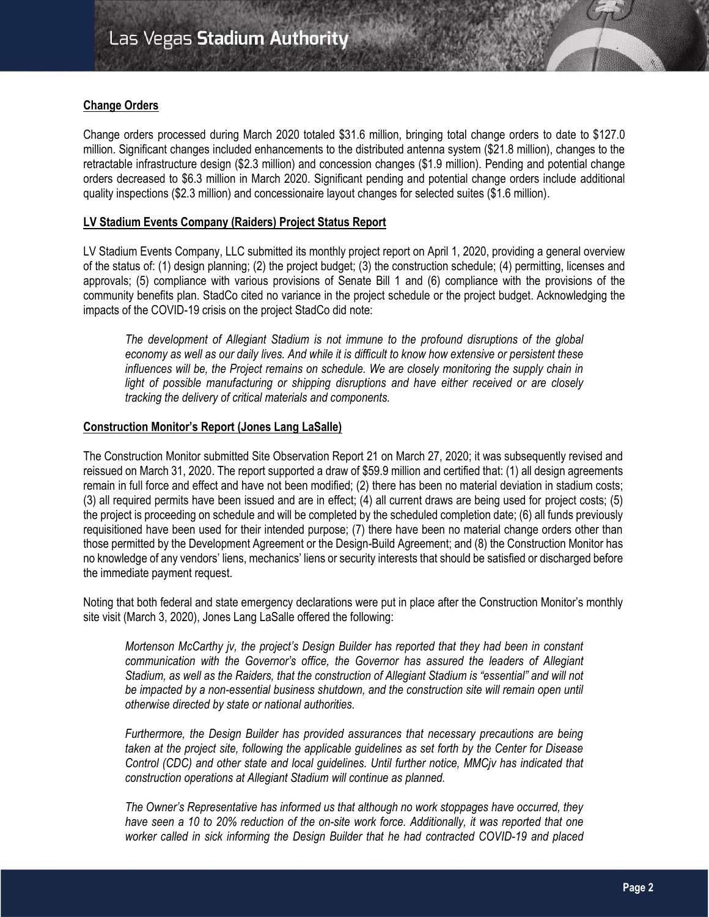**Change Orders**

Change orders processed during March 2020 totaled $31.6 million, bringing total change orders to date to $127.0 million. Significant changes included enhancements to the distributed antenna system ($21.8 million), changes to the retractable infrastructure design ($2.3 million) and concession changes ($1.9 million). Pending and potential change orders decreased to $6.3 million in March 2020. Significant pending and potential change orders include additional quality inspections ($2.3 million) and concessionaire layout changes for selected suites ($1.6 million).

**LV Stadium Events Company (Raiders) Project Status Report**

LV Stadium Events Company, LLC submitted its monthly project report on April 1, 2020, providing a general overview of the status of: (1) design planning; (2) the project budget; (3) the construction schedule; (4) permitting, licenses and approvals; (5) compliance with various provisions of Senate Bill 1 and (6) compliance with the provisions of the community benefits plan. StadCo cited no variance in the project schedule or the project budget. Acknowledging the impacts of the COVID-19 crisis on the project StadCo did note:

> *The development of Allegiant Stadium is not immune to the profound disruptions of the global economy as well as our daily lives. And while it is difficult to know how extensive or persistent these influences will be, the Project remains on schedule. We are closely monitoring the supply chain in light of possible manufacturing or shipping disruptions and have either received or are closely tracking the delivery of critical materials and components.*

**Construction Monitor's Report (Jones Lang LaSalle)**

The Construction Monitor submitted Site Observation Report 21 on March 27, 2020; it was subsequently revised and reissued on March 31, 2020. The report supported a draw of $59.9 million and certified that: (1) all design agreements remain in full force and effect and have not been modified; (2) there has been no material deviation in stadium costs; (3) all required permits have been issued and are in effect; (4) all current draws are being used for project costs; (5) the project is proceeding on schedule and will be completed by the scheduled completion date; (6) all funds previously requisitioned have been used for their intended purpose; (7) there have been no material change orders other than those permitted by the Development Agreement or the Design-Build Agreement; and (8) the Construction Monitor has no knowledge of any vendors' liens, mechanics' liens or security interests that should be satisfied or discharged before the immediate payment request.

Noting that both federal and state emergency declarations were put in place after the Construction Monitor's monthly site visit (March 3, 2020), Jones Lang LaSalle offered the following:

> *Mortenson McCarthy jv, the project's Design Builder has reported that they had been in constant communication with the Governor's office, the Governor has assured the leaders of Allegiant Stadium, as well as the Raiders, that the construction of Allegiant Stadium is "essential" and will not be impacted by a non-essential business shutdown, and the construction site will remain open until otherwise directed by state or national authorities.*
>
> *Furthermore, the Design Builder has provided assurances that necessary precautions are being taken at the project site, following the applicable guidelines as set forth by the Center for Disease Control (CDC) and other state and local guidelines. Until further notice, MMCjv has indicated that construction operations at Allegiant Stadium will continue as planned.*
>
> *The Owner's Representative has informed us that although no work stoppages have occurred, they have seen a 10 to 20% reduction of the on-site work force. Additionally, it was reported that one worker called in sick informing the Design Builder that he had contracted COVID-19 and placed*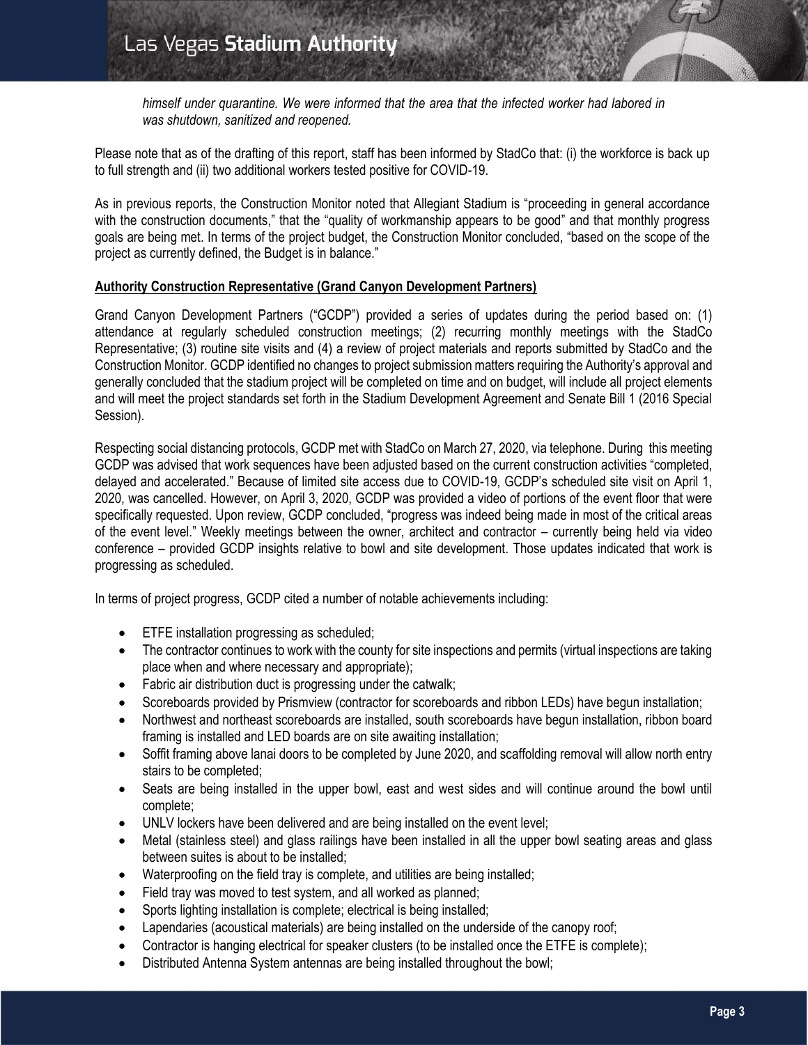*himself under quarantine. We were informed that the area that the infected worker had labored in was shutdown, sanitized and reopened.*

Please note that as of the drafting of this report, staff has been informed by StadCo that: (i) the workforce is back up to full strength and (ii) two additional workers tested positive for COVID-19.

As in previous reports, the Construction Monitor noted that Allegiant Stadium is "proceeding in general accordance with the construction documents," that the "quality of workmanship appears to be good" and that monthly progress goals are being met. In terms of the project budget, the Construction Monitor concluded, "based on the scope of the project as currently defined, the Budget is in balance."

**Authority Construction Representative (Grand Canyon Development Partners)**

Grand Canyon Development Partners ("GCDP") provided a series of updates during the period based on: (1) attendance at regularly scheduled construction meetings; (2) recurring monthly meetings with the StadCo Representative; (3) routine site visits and (4) a review of project materials and reports submitted by StadCo and the Construction Monitor. GCDP identified no changes to project submission matters requiring the Authority's approval and generally concluded that the stadium project will be completed on time and on budget, will include all project elements and will meet the project standards set forth in the Stadium Development Agreement and Senate Bill 1 (2016 Special Session).

Respecting social distancing protocols, GCDP met with StadCo on March 27, 2020, via telephone. During this meeting GCDP was advised that work sequences have been adjusted based on the current construction activities "completed, delayed and accelerated." Because of limited site access due to COVID-19, GCDP's scheduled site visit on April 1, 2020, was cancelled. However, on April 3, 2020, GCDP was provided a video of portions of the event floor that were specifically requested. Upon review, GCDP concluded, "progress was indeed being made in most of the critical areas of the event level." Weekly meetings between the owner, architect and contractor – currently being held via video conference – provided GCDP insights relative to bowl and site development. Those updates indicated that work is progressing as scheduled.

In terms of project progress, GCDP cited a number of notable achievements including:

- ETFE installation progressing as scheduled;
- The contractor continues to work with the county for site inspections and permits (virtual inspections are taking place when and where necessary and appropriate);
- Fabric air distribution duct is progressing under the catwalk;
- Scoreboards provided by Prismview (contractor for scoreboards and ribbon LEDs) have begun installation;
- Northwest and northeast scoreboards are installed, south scoreboards have begun installation, ribbon board framing is installed and LED boards are on site awaiting installation;
- Soffit framing above lanai doors to be completed by June 2020, and scaffolding removal will allow north entry stairs to be completed;
- Seats are being installed in the upper bowl, east and west sides and will continue around the bowl until complete;
- UNLV lockers have been delivered and are being installed on the event level;
- Metal (stainless steel) and glass railings have been installed in all the upper bowl seating areas and glass between suites is about to be installed;
- Waterproofing on the field tray is complete, and utilities are being installed;
- Field tray was moved to test system, and all worked as planned;
- Sports lighting installation is complete; electrical is being installed;
- Lapendaries (acoustical materials) are being installed on the underside of the canopy roof;
- Contractor is hanging electrical for speaker clusters (to be installed once the ETFE is complete);
- Distributed Antenna System antennas are being installed throughout the bowl;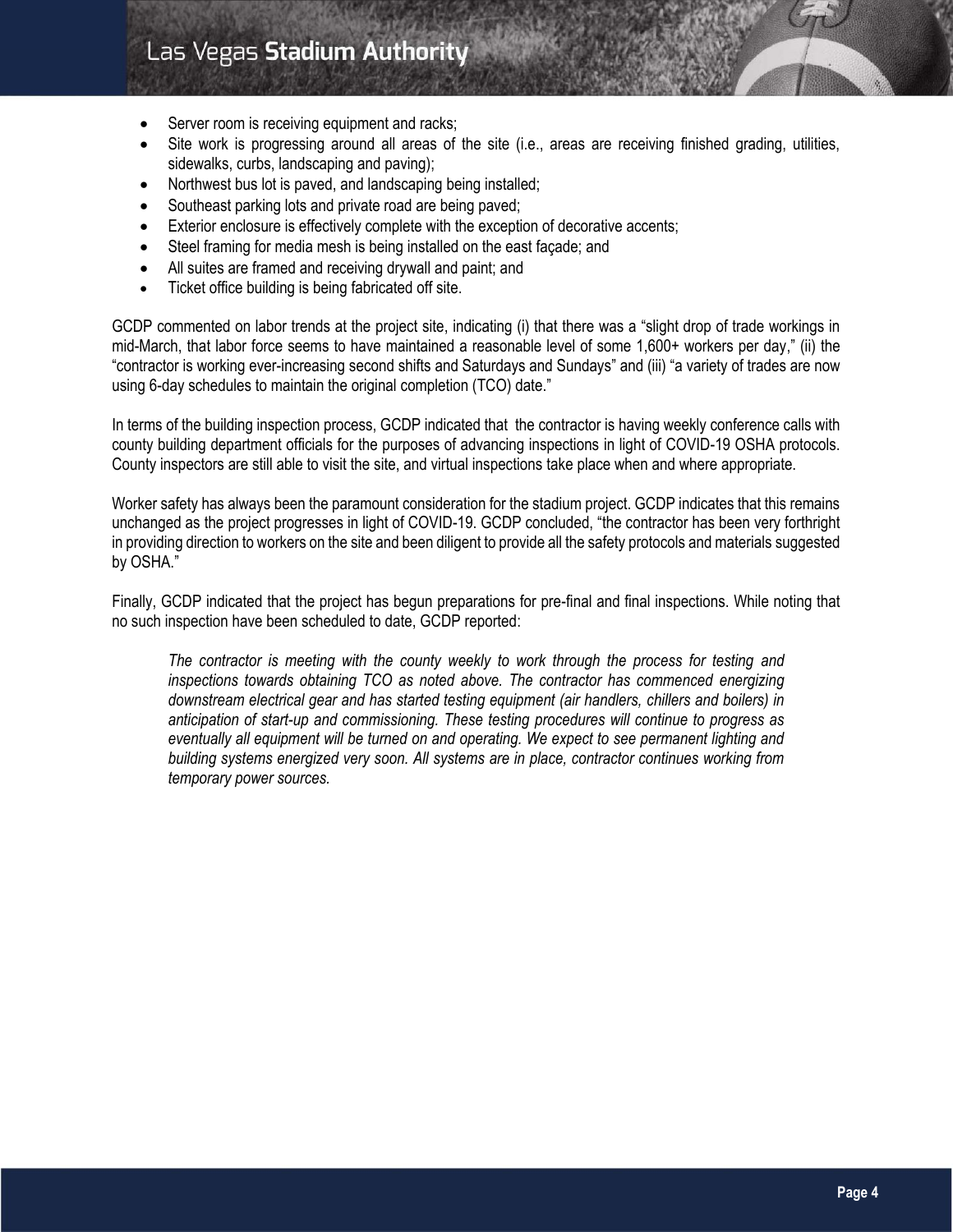- Server room is receiving equipment and racks;
- Site work is progressing around all areas of the site (i.e., areas are receiving finished grading, utilities, sidewalks, curbs, landscaping and paving);
- Northwest bus lot is paved, and landscaping being installed;
- Southeast parking lots and private road are being paved;
- Exterior enclosure is effectively complete with the exception of decorative accents;
- Steel framing for media mesh is being installed on the east façade; and
- All suites are framed and receiving drywall and paint; and
- Ticket office building is being fabricated off site.

GCDP commented on labor trends at the project site, indicating (i) that there was a "slight drop of trade workings in mid-March, that labor force seems to have maintained a reasonable level of some 1,600+ workers per day," (ii) the "contractor is working ever-increasing second shifts and Saturdays and Sundays" and (iii) "a variety of trades are now using 6-day schedules to maintain the original completion (TCO) date."

In terms of the building inspection process, GCDP indicated that the contractor is having weekly conference calls with county building department officials for the purposes of advancing inspections in light of COVID-19 OSHA protocols. County inspectors are still able to visit the site, and virtual inspections take place when and where appropriate.

Worker safety has always been the paramount consideration for the stadium project. GCDP indicates that this remains unchanged as the project progresses in light of COVID-19. GCDP concluded, "the contractor has been very forthright in providing direction to workers on the site and been diligent to provide all the safety protocols and materials suggested by OSHA."

Finally, GCDP indicated that the project has begun preparations for pre-final and final inspections. While noting that no such inspection have been scheduled to date, GCDP reported:

> *The contractor is meeting with the county weekly to work through the process for testing and inspections towards obtaining TCO as noted above. The contractor has commenced energizing downstream electrical gear and has started testing equipment (air handlers, chillers and boilers) in anticipation of start-up and commissioning. These testing procedures will continue to progress as eventually all equipment will be turned on and operating. We expect to see permanent lighting and building systems energized very soon. All systems are in place, contractor continues working from temporary power sources.*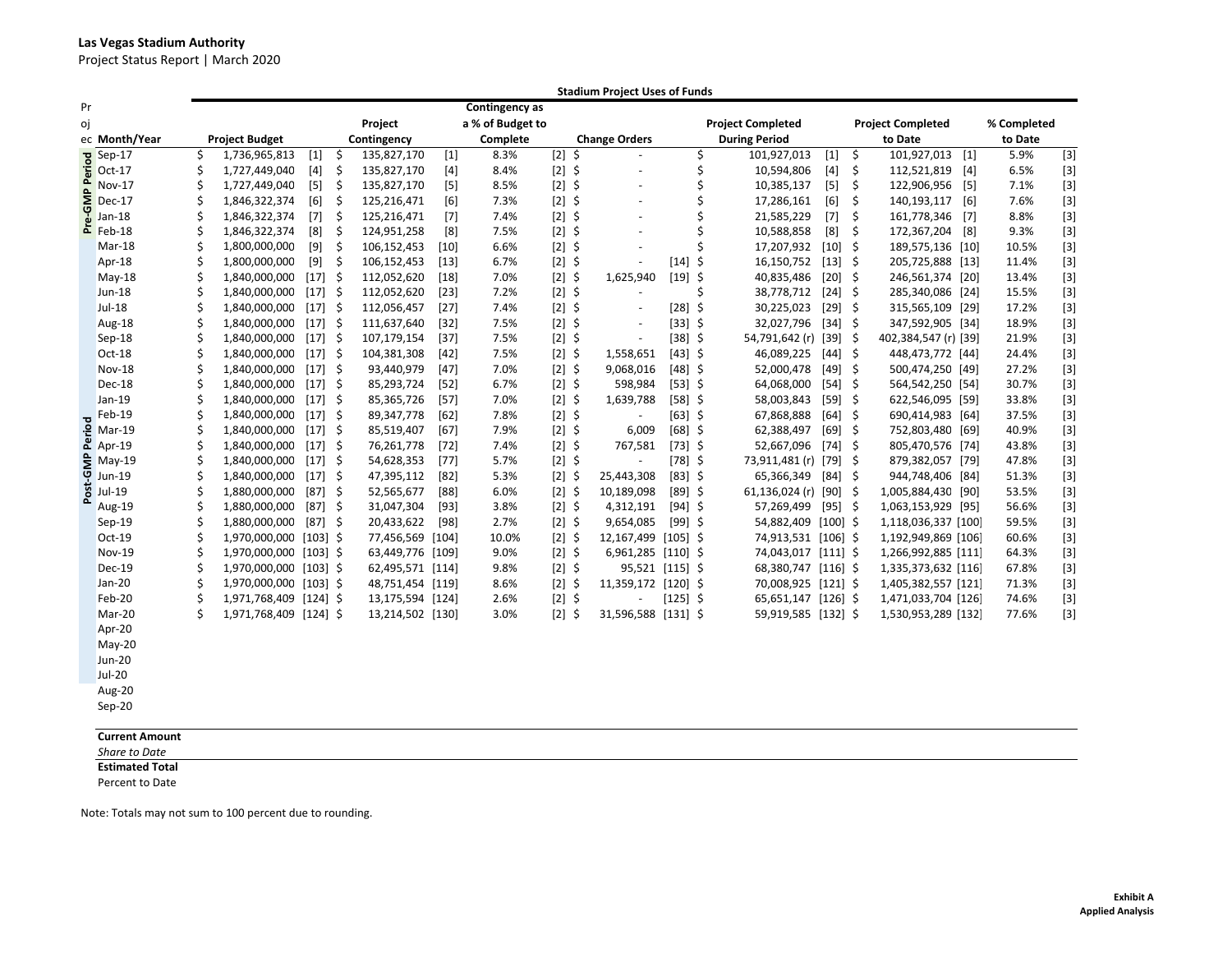**Las Vegas Stadium Authority**

Project Status Report | March 2020

| Period | Month/Year | Project Budget | | Project Contingency | | Contingency as a % of Budget to Complete | | Change Orders | | Project Completed During Period | | Project Completed to Date | | % Completed to Date | |
|---|---|---|---|---|---|---|---|---|---|---|---|---|---|---|---|
| | | | | | | **Stadium Project Uses of Funds** | | | | | | | | | |
| Pre-GMP Period | Sep-17 | $ 1,736,965,813 | [1] | $ 135,827,170 | [1] | 8.3% | [2] | $ - | | $ 101,927,013 | [1] | $ 101,927,013 | [1] | 5.9% | [3] |
| Pre-GMP Period | Oct-17 | $ 1,727,449,040 | [4] | $ 135,827,170 | [4] | 8.4% | [2] | $ - | | $ 10,594,806 | [4] | $ 112,521,819 | [4] | 6.5% | [3] |
| Pre-GMP Period | Nov-17 | $ 1,727,449,040 | [5] | $ 135,827,170 | [5] | 8.5% | [2] | $ - | | $ 10,385,137 | [5] | $ 122,906,956 | [5] | 7.1% | [3] |
| Pre-GMP Period | Dec-17 | $ 1,846,322,374 | [6] | $ 125,216,471 | [6] | 7.3% | [2] | $ - | | $ 17,286,161 | [6] | $ 140,193,117 | [6] | 7.6% | [3] |
| Pre-GMP Period | Jan-18 | $ 1,846,322,374 | [7] | $ 125,216,471 | [7] | 7.4% | [2] | $ - | | $ 21,585,229 | [7] | $ 161,778,346 | [7] | 8.8% | [3] |
| Pre-GMP Period | Feb-18 | $ 1,846,322,374 | [8] | $ 124,951,258 | [8] | 7.5% | [2] | $ - | | $ 10,588,858 | [8] | $ 172,367,204 | [8] | 9.3% | [3] |
| Post-GMP Period | Mar-18 | $ 1,800,000,000 | [9] | $ 106,152,453 | [10] | 6.6% | [2] | $ - | | $ 17,207,932 | [10] | $ 189,575,136 | [10] | 10.5% | [3] |
| Post-GMP Period | Apr-18 | $ 1,800,000,000 | [9] | $ 106,152,453 | [13] | 6.7% | [2] | $ - | [14] | $ 16,150,752 | [13] | $ 205,725,888 | [13] | 11.4% | [3] |
| Post-GMP Period | May-18 | $ 1,840,000,000 | [17] | $ 112,052,620 | [18] | 7.0% | [2] | $ 1,625,940 | [19] | $ 40,835,486 | [20] | $ 246,561,374 | [20] | 13.4% | [3] |
| Post-GMP Period | Jun-18 | $ 1,840,000,000 | [17] | $ 112,052,620 | [23] | 7.2% | [2] | $ - | | $ 38,778,712 | [24] | $ 285,340,086 | [24] | 15.5% | [3] |
| Post-GMP Period | Jul-18 | $ 1,840,000,000 | [17] | $ 112,056,457 | [27] | 7.4% | [2] | $ - | [28] | $ 30,225,023 | [29] | $ 315,565,109 | [29] | 17.2% | [3] |
| Post-GMP Period | Aug-18 | $ 1,840,000,000 | [17] | $ 111,637,640 | [32] | 7.5% | [2] | $ - | [33] | $ 32,027,796 | [34] | $ 347,592,905 | [34] | 18.9% | [3] |
| Post-GMP Period | Sep-18 | $ 1,840,000,000 | [17] | $ 107,179,154 | [37] | 7.5% | [2] | $ - | [38] | $ 54,791,642 (r) | [39] | $ 402,384,547 (r) | [39] | 21.9% | [3] |
| Post-GMP Period | Oct-18 | $ 1,840,000,000 | [17] | $ 104,381,308 | [42] | 7.5% | [2] | $ 1,558,651 | [43] | $ 46,089,225 | [44] | $ 448,473,772 | [44] | 24.4% | [3] |
| Post-GMP Period | Nov-18 | $ 1,840,000,000 | [17] | $ 93,440,979 | [47] | 7.0% | [2] | $ 9,068,016 | [48] | $ 52,000,478 | [49] | $ 500,474,250 | [49] | 27.2% | [3] |
| Post-GMP Period | Dec-18 | $ 1,840,000,000 | [17] | $ 85,293,724 | [52] | 6.7% | [2] | $ 598,984 | [53] | $ 64,068,000 | [54] | $ 564,542,250 | [54] | 30.7% | [3] |
| Post-GMP Period | Jan-19 | $ 1,840,000,000 | [17] | $ 85,365,726 | [57] | 7.0% | [2] | $ 1,639,788 | [58] | $ 58,003,843 | [59] | $ 622,546,095 | [59] | 33.8% | [3] |
| Post-GMP Period | Feb-19 | $ 1,840,000,000 | [17] | $ 89,347,778 | [62] | 7.8% | [2] | $ - | [63] | $ 67,868,888 | [64] | $ 690,414,983 | [64] | 37.5% | [3] |
| Post-GMP Period | Mar-19 | $ 1,840,000,000 | [17] | $ 85,519,407 | [67] | 7.9% | [2] | $ 6,009 | [68] | $ 62,388,497 | [69] | $ 752,803,480 | [69] | 40.9% | [3] |
| Post-GMP Period | Apr-19 | $ 1,840,000,000 | [17] | $ 76,261,778 | [72] | 7.4% | [2] | $ 767,581 | [73] | $ 52,667,096 | [74] | $ 805,470,576 | [74] | 43.8% | [3] |
| Post-GMP Period | May-19 | $ 1,840,000,000 | [17] | $ 54,628,353 | [77] | 5.7% | [2] | $ - | [78] | $ 73,911,481 (r) | [79] | $ 879,382,057 | [79] | 47.8% | [3] |
| Post-GMP Period | Jun-19 | $ 1,840,000,000 | [17] | $ 47,395,112 | [82] | 5.3% | [2] | $ 25,443,308 | [83] | $ 65,366,349 | [84] | $ 944,748,406 | [84] | 51.3% | [3] |
| Post-GMP Period | Jul-19 | $ 1,880,000,000 | [87] | $ 52,565,677 | [88] | 6.0% | [2] | $ 10,189,098 | [89] | $ 61,136,024 (r) | [90] | $ 1,005,884,430 | [90] | 53.5% | [3] |
| Post-GMP Period | Aug-19 | $ 1,880,000,000 | [87] | $ 31,047,304 | [93] | 3.8% | [2] | $ 4,312,191 | [94] | $ 57,269,499 | [95] | $ 1,063,153,929 | [95] | 56.6% | [3] |
| Post-GMP Period | Sep-19 | $ 1,880,000,000 | [87] | $ 20,433,622 | [98] | 2.7% | [2] | $ 9,654,085 | [99] | $ 54,882,409 | [100] | $ 1,118,036,337 | [100] | 59.5% | [3] |
| Post-GMP Period | Oct-19 | $ 1,970,000,000 | [103] | $ 77,456,569 | [104] | 10.0% | [2] | $ 12,167,499 | [105] | $ 74,913,531 | [106] | $ 1,192,949,869 | [106] | 60.6% | [3] |
| Post-GMP Period | Nov-19 | $ 1,970,000,000 | [103] | $ 63,449,776 | [109] | 9.0% | [2] | $ 6,961,285 | [110] | $ 74,043,017 | [111] | $ 1,266,992,885 | [111] | 64.3% | [3] |
| Post-GMP Period | Dec-19 | $ 1,970,000,000 | [103] | $ 62,495,571 | [114] | 9.8% | [2] | $ 95,521 | [115] | $ 68,380,747 | [116] | $ 1,335,373,632 | [116] | 67.8% | [3] |
| Post-GMP Period | Jan-20 | $ 1,970,000,000 | [103] | $ 48,751,454 | [119] | 8.6% | [2] | $ 11,359,172 | [120] | $ 70,008,925 | [121] | $ 1,405,382,557 | [121] | 71.3% | [3] |
| Post-GMP Period | Feb-20 | $ 1,971,768,409 | [124] | $ 13,175,594 | [124] | 2.6% | [2] | $ - | [125] | $ 65,651,147 | [126] | $ 1,471,033,704 | [126] | 74.6% | [3] |
| Post-GMP Period | Mar-20 | $ 1,971,768,409 | [124] | $ 13,214,502 | [130] | 3.0% | [2] | $ 31,596,588 | [131] | $ 59,919,585 | [132] | $ 1,530,953,289 | [132] | 77.6% | [3] |
| Post-GMP Period | Apr-20 | | | | | | | | | | | | | | |
| Post-GMP Period | May-20 | | | | | | | | | | | | | | |
| Post-GMP Period | Jun-20 | | | | | | | | | | | | | | |
| Post-GMP Period | Jul-20 | | | | | | | | | | | | | | |
| | Aug-20 | | | | | | | | | | | | | | |
| | Sep-20 | | | | | | | | | | | | | | |
| | **Current Amount** | | | | | | | | | | | | | | |
| | *Share to Date* | | | | | | | | | | | | | | |
| | **Estimated Total** | | | | | | | | | | | | | | |
| | Percent to Date | | | | | | | | | | | | | | |

Note: Totals may not sum to 100 percent due to rounding.

**Exhibit A**
**Applied Analysis**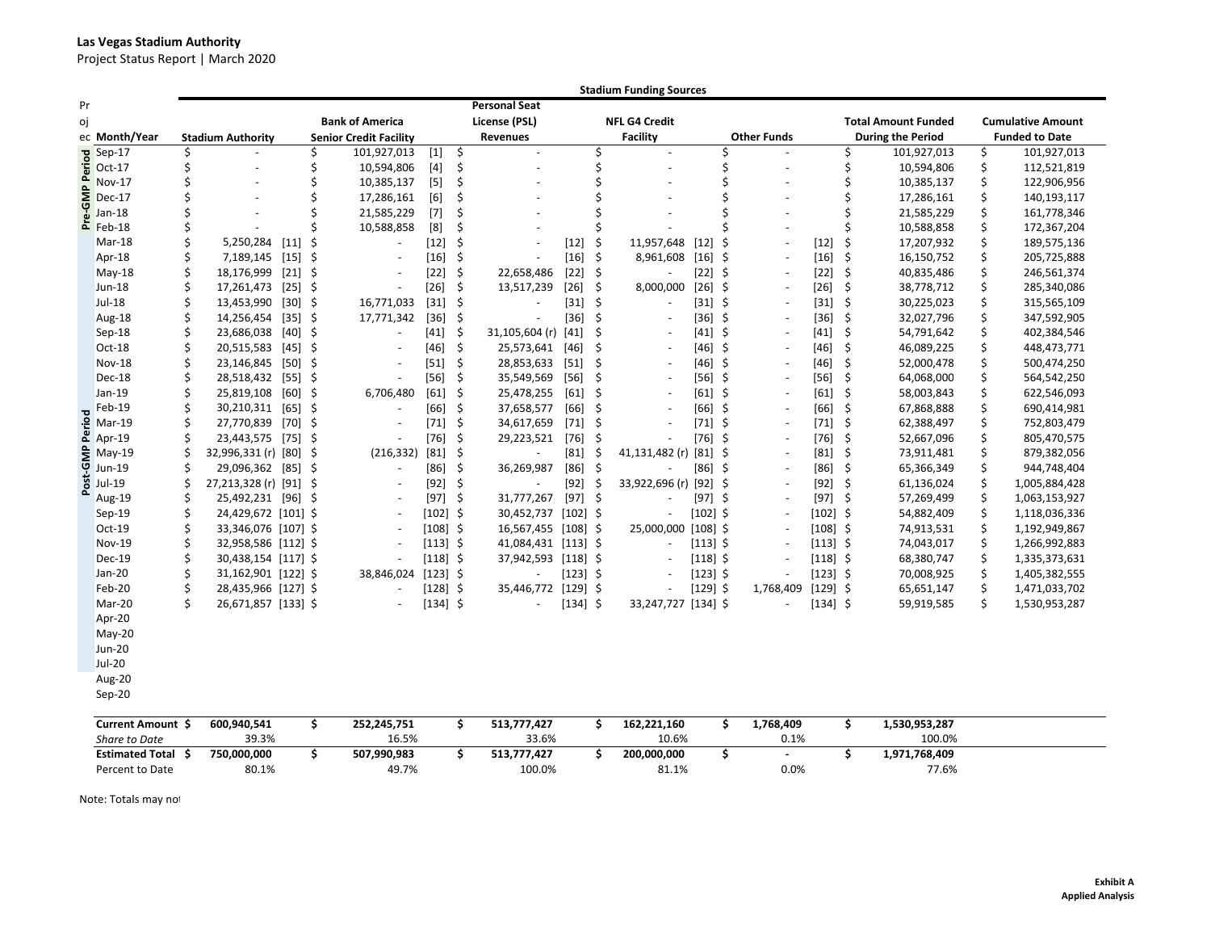**Las Vegas Stadium Authority**

Project Status Report | March 2020

| Project Period | Month/Year | Stadium Authority | | Bank of America Senior Credit Facility | | Personal Seat License (PSL) Revenues | | NFL G4 Credit Facility | | Other Funds | | Total Amount Funded During the Period | Cumulative Amount Funded to Date |
|---|---|---|---|---|---|---|---|---|---|---|---|---|---|
| Pre-GMP Period | Sep-17 | $ - | | $ 101,927,013 | [1] | $ - | | $ - | | $ - | | $ 101,927,013 | $ 101,927,013 |
| Pre-GMP Period | Oct-17 | $ - | | $ 10,594,806 | [4] | $ - | | $ - | | $ - | | $ 10,594,806 | $ 112,521,819 |
| Pre-GMP Period | Nov-17 | $ - | | $ 10,385,137 | [5] | $ - | | $ - | | $ - | | $ 10,385,137 | $ 122,906,956 |
| Pre-GMP Period | Dec-17 | $ - | | $ 17,286,161 | [6] | $ - | | $ - | | $ - | | $ 17,286,161 | $ 140,193,117 |
| Pre-GMP Period | Jan-18 | $ - | | $ 21,585,229 | [7] | $ - | | $ - | | $ - | | $ 21,585,229 | $ 161,778,346 |
| Pre-GMP Period | Feb-18 | $ - | | $ 10,588,858 | [8] | $ - | | $ - | | $ - | | $ 10,588,858 | $ 172,367,204 |
| Post-GMP Period | Mar-18 | $ 5,250,284 | [11] | $ - | [12] | $ - | [12] | $ 11,957,648 | [12] | $ - | [12] | $ 17,207,932 | $ 189,575,136 |
| Post-GMP Period | Apr-18 | $ 7,189,145 | [15] | $ - | [16] | $ - | [16] | $ 8,961,608 | [16] | $ - | [16] | $ 16,150,752 | $ 205,725,888 |
| Post-GMP Period | May-18 | $ 18,176,999 | [21] | $ - | [22] | $ 22,658,486 | [22] | $ - | [22] | $ - | [22] | $ 40,835,486 | $ 246,561,374 |
| Post-GMP Period | Jun-18 | $ 17,261,473 | [25] | $ - | [26] | $ 13,517,239 | [26] | $ 8,000,000 | [26] | $ - | [26] | $ 38,778,712 | $ 285,340,086 |
| Post-GMP Period | Jul-18 | $ 13,453,990 | [30] | $ 16,771,033 | [31] | $ - | [31] | $ - | [31] | $ - | [31] | $ 30,225,023 | $ 315,565,109 |
| Post-GMP Period | Aug-18 | $ 14,256,454 | [35] | $ 17,771,342 | [36] | $ - | [36] | $ - | [36] | $ - | [36] | $ 32,027,796 | $ 347,592,905 |
| Post-GMP Period | Sep-18 | $ 23,686,038 | [40] | $ - | [41] | $ 31,105,604 (r) | [41] | $ - | [41] | $ - | [41] | $ 54,791,642 | $ 402,384,546 |
| Post-GMP Period | Oct-18 | $ 20,515,583 | [45] | $ - | [46] | $ 25,573,641 | [46] | $ - | [46] | $ - | [46] | $ 46,089,225 | $ 448,473,771 |
| Post-GMP Period | Nov-18 | $ 23,146,845 | [50] | $ - | [51] | $ 28,853,633 | [51] | $ - | [46] | $ - | [46] | $ 52,000,478 | $ 500,474,250 |
| Post-GMP Period | Dec-18 | $ 28,518,432 | [55] | $ - | [56] | $ 35,549,569 | [56] | $ - | [56] | $ - | [56] | $ 64,068,000 | $ 564,542,250 |
| Post-GMP Period | Jan-19 | $ 25,819,108 | [60] | $ 6,706,480 | [61] | $ 25,478,255 | [61] | $ - | [61] | $ - | [61] | $ 58,003,843 | $ 622,546,093 |
| Post-GMP Period | Feb-19 | $ 30,210,311 | [65] | $ - | [66] | $ 37,658,577 | [66] | $ - | [66] | $ - | [66] | $ 67,868,888 | $ 690,414,981 |
| Post-GMP Period | Mar-19 | $ 27,770,839 | [70] | $ - | [71] | $ 34,617,659 | [71] | $ - | [71] | $ - | [71] | $ 62,388,497 | $ 752,803,479 |
| Post-GMP Period | Apr-19 | $ 23,443,575 | [75] | $ - | [76] | $ 29,223,521 | [76] | $ - | [76] | $ - | [76] | $ 52,667,096 | $ 805,470,575 |
| Post-GMP Period | May-19 | $ 32,996,331 (r) | [80] | $ (216,332) | [81] | $ - | [81] | $ 41,131,482 (r) | [81] | $ - | [81] | $ 73,911,481 | $ 879,382,056 |
| Post-GMP Period | Jun-19 | $ 29,096,362 | [85] | $ - | [86] | $ 36,269,987 | [86] | $ - | [86] | $ - | [86] | $ 65,366,349 | $ 944,748,404 |
| Post-GMP Period | Jul-19 | $ 27,213,328 (r) | [91] | $ - | [92] | $ - | [92] | $ 33,922,696 (r) | [92] | $ - | [92] | $ 61,136,024 | $ 1,005,884,428 |
| Post-GMP Period | Aug-19 | $ 25,492,231 | [96] | $ - | [97] | $ 31,777,267 | [97] | $ - | [97] | $ - | [97] | $ 57,269,499 | $ 1,063,153,927 |
| Post-GMP Period | Sep-19 | $ 24,429,672 | [101] | $ - | [102] | $ 30,452,737 | [102] | $ - | [102] | $ - | [102] | $ 54,882,409 | $ 1,118,036,336 |
| Post-GMP Period | Oct-19 | $ 33,346,076 | [107] | $ - | [108] | $ 16,567,455 | [108] | $ 25,000,000 | [108] | $ - | [108] | $ 74,913,531 | $ 1,192,949,867 |
| Post-GMP Period | Nov-19 | $ 32,958,586 | [112] | $ - | [113] | $ 41,084,431 | [113] | $ - | [113] | $ - | [113] | $ 74,043,017 | $ 1,266,992,883 |
| Post-GMP Period | Dec-19 | $ 30,438,154 | [117] | $ - | [118] | $ 37,942,593 | [118] | $ - | [118] | $ - | [118] | $ 68,380,747 | $ 1,335,373,631 |
| Post-GMP Period | Jan-20 | $ 31,162,901 | [122] | $ 38,846,024 | [123] | $ - | [123] | $ - | [123] | $ - | [123] | $ 70,008,925 | $ 1,405,382,555 |
| Post-GMP Period | Feb-20 | $ 28,435,966 | [127] | $ - | [128] | $ 35,446,772 | [129] | $ - | [129] | $ 1,768,409 | [129] | $ 65,651,147 | $ 1,471,033,702 |
| Post-GMP Period | Mar-20 | $ 26,671,857 | [133] | $ - | [134] | $ - | [134] | $ 33,247,727 | [134] | $ - | [134] | $ 59,919,585 | $ 1,530,953,287 |
| Post-GMP Period | Apr-20 | | | | | | | | | | | | |
| Post-GMP Period | May-20 | | | | | | | | | | | | |
| Post-GMP Period | Jun-20 | | | | | | | | | | | | |
| Post-GMP Period | Jul-20 | | | | | | | | | | | | |
| | Aug-20 | | | | | | | | | | | | |
| | Sep-20 | | | | | | | | | | | | |
| | **Current Amount** | **$ 600,940,541** | | **$ 252,245,751** | | **$ 513,777,427** | | **$ 162,221,160** | | **$ 1,768,409** | | **$ 1,530,953,287** | |
| | *Share to Date* | 39.3% | | 16.5% | | 33.6% | | 10.6% | | 0.1% | | 100.0% | |
| | **Estimated Total** | **$ 750,000,000** | | **$ 507,990,983** | | **$ 513,777,427** | | **$ 200,000,000** | | **$ -** | | **$ 1,971,768,409** | |
| | Percent to Date | 80.1% | | 49.7% | | 100.0% | | 81.1% | | 0.0% | | 77.6% | |

Note: Totals may not

**Exhibit A**
**Applied Analysis**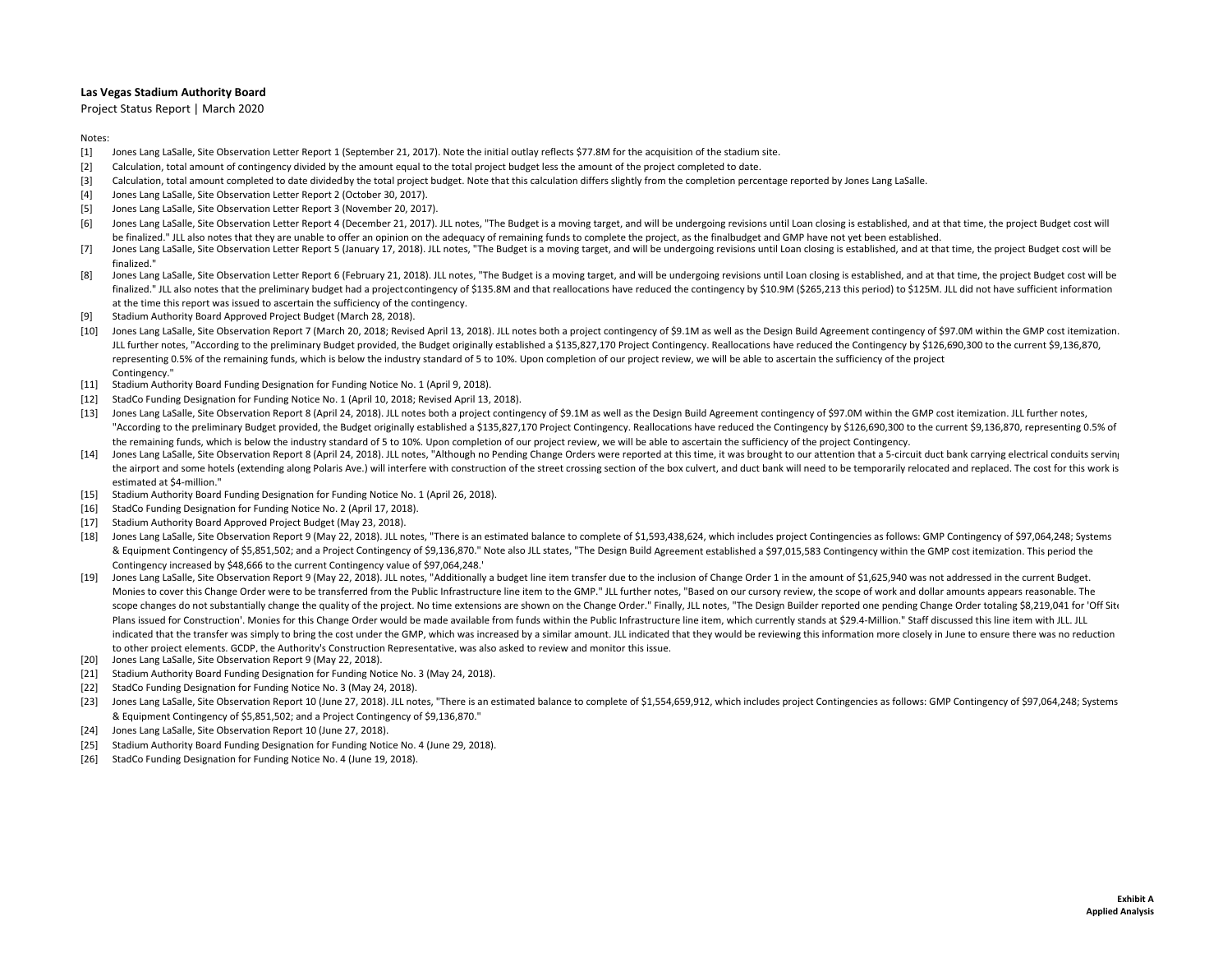**Las Vegas Stadium Authority Board**

Project Status Report | March 2020

Notes:

[1] Jones Lang LaSalle, Site Observation Letter Report 1 (September 21, 2017). Note the initial outlay reflects $77.8M for the acquisition of the stadium site.

[2] Calculation, total amount of contingency divided by the amount equal to the total project budget less the amount of the project completed to date.

[3] Calculation, total amount completed to date divided by the total project budget. Note that this calculation differs slightly from the completion percentage reported by Jones Lang LaSalle.

[4] Jones Lang LaSalle, Site Observation Letter Report 2 (October 30, 2017).

[5] Jones Lang LaSalle, Site Observation Letter Report 3 (November 20, 2017).

[6] Jones Lang LaSalle, Site Observation Letter Report 4 (December 21, 2017). JLL notes, "The Budget is a moving target, and will be undergoing revisions until Loan closing is established, and at that time, the project Budget cost will be finalized." JLL also notes that they are unable to offer an opinion on the adequacy of remaining funds to complete the project, as the finalbudget and GMP have not yet been established.

[7] Jones Lang LaSalle, Site Observation Letter Report 5 (January 17, 2018). JLL notes, "The Budget is a moving target, and will be undergoing revisions until Loan closing is established, and at that time, the project Budget cost will be finalized."

[8] Jones Lang LaSalle, Site Observation Letter Report 6 (February 21, 2018). JLL notes, "The Budget is a moving target, and will be undergoing revisions until Loan closing is established, and at that time, the project Budget cost will be finalized." JLL also notes that the preliminary budget had a projectcontingency of $135.8M and that reallocations have reduced the contingency by $10.9M ($265,213 this period) to $125M. JLL did not have sufficient information at the time this report was issued to ascertain the sufficiency of the contingency.

[9] Stadium Authority Board Approved Project Budget (March 28, 2018).

[10] Jones Lang LaSalle, Site Observation Report 7 (March 20, 2018; Revised April 13, 2018). JLL notes both a project contingency of $9.1M as well as the Design Build Agreement contingency of $97.0M within the GMP cost itemization. JLL further notes, "According to the preliminary Budget provided, the Budget originally established a $135,827,170 Project Contingency. Reallocations have reduced the Contingency by $126,690,300 to the current $9,136,870, representing 0.5% of the remaining funds, which is below the industry standard of 5 to 10%. Upon completion of our project review, we will be able to ascertain the sufficiency of the project Contingency."

[11] Stadium Authority Board Funding Designation for Funding Notice No. 1 (April 9, 2018).

[12] StadCo Funding Designation for Funding Notice No. 1 (April 10, 2018; Revised April 13, 2018).

[13] Jones Lang LaSalle, Site Observation Report 8 (April 24, 2018). JLL notes both a project contingency of $9.1M as well as the Design Build Agreement contingency of $97.0M within the GMP cost itemization. JLL further notes, "According to the preliminary Budget provided, the Budget originally established a $135,827,170 Project Contingency. Reallocations have reduced the Contingency by $126,690,300 to the current $9,136,870, representing 0.5% of the remaining funds, which is below the industry standard of 5 to 10%. Upon completion of our project review, we will be able to ascertain the sufficiency of the project Contingency.

[14] Jones Lang LaSalle, Site Observation Report 8 (April 24, 2018). JLL notes, "Although no Pending Change Orders were reported at this time, it was brought to our attention that a 5-circuit duct bank carrying electrical conduits serving the airport and some hotels (extending along Polaris Ave.) will interfere with construction of the street crossing section of the box culvert, and duct bank will need to be temporarily relocated and replaced. The cost for this work is estimated at $4-million."

[15] Stadium Authority Board Funding Designation for Funding Notice No. 1 (April 26, 2018).

[16] StadCo Funding Designation for Funding Notice No. 2 (April 17, 2018).

[17] Stadium Authority Board Approved Project Budget (May 23, 2018).

[18] Jones Lang LaSalle, Site Observation Report 9 (May 22, 2018). JLL notes, "There is an estimated balance to complete of $1,593,438,624, which includes project Contingencies as follows: GMP Contingency of $97,064,248; Systems & Equipment Contingency of $5,851,502; and a Project Contingency of $9,136,870." Note also JLL states, "The Design Build Agreement established a $97,015,583 Contingency within the GMP cost itemization. This period the Contingency increased by $48,666 to the current Contingency value of $97,064,248.'

[19] Jones Lang LaSalle, Site Observation Report 9 (May 22, 2018). JLL notes, "Additionally a budget line item transfer due to the inclusion of Change Order 1 in the amount of $1,625,940 was not addressed in the current Budget. Monies to cover this Change Order were to be transferred from the Public Infrastructure line item to the GMP." JLL further notes, "Based on our cursory review, the scope of work and dollar amounts appears reasonable. The scope changes do not substantially change the quality of the project. No time extensions are shown on the Change Order." Finally, JLL notes, "The Design Builder reported one pending Change Order totaling $8,219,041 for 'Off Site Plans issued for Construction'. Monies for this Change Order would be made available from funds within the Public Infrastructure line item, which currently stands at $29.4-Million." Staff discussed this line item with JLL. JLL indicated that the transfer was simply to bring the cost under the GMP, which was increased by a similar amount. JLL indicated that they would be reviewing this information more closely in June to ensure there was no reduction to other project elements. GCDP, the Authority's Construction Representative, was also asked to review and monitor this issue.

[20] Jones Lang LaSalle, Site Observation Report 9 (May 22, 2018).

[21] Stadium Authority Board Funding Designation for Funding Notice No. 3 (May 24, 2018).

[22] StadCo Funding Designation for Funding Notice No. 3 (May 24, 2018).

[23] Jones Lang LaSalle, Site Observation Report 10 (June 27, 2018). JLL notes, "There is an estimated balance to complete of $1,554,659,912, which includes project Contingencies as follows: GMP Contingency of $97,064,248; Systems & Equipment Contingency of $5,851,502; and a Project Contingency of $9,136,870."

[24] Jones Lang LaSalle, Site Observation Report 10 (June 27, 2018).

[25] Stadium Authority Board Funding Designation for Funding Notice No. 4 (June 29, 2018).

[26] StadCo Funding Designation for Funding Notice No. 4 (June 19, 2018).

**Exhibit A**
**Applied Analysis**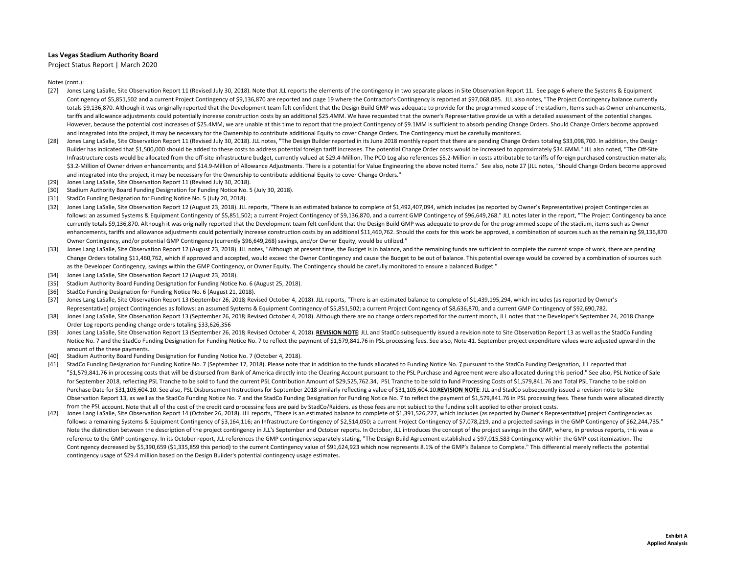**Las Vegas Stadium Authority Board**

Project Status Report | March 2020

Notes (cont.):

[27] Jones Lang LaSalle, Site Observation Report 11 (Revised July 30, 2018). Note that JLL reports the elements of the contingency in two separate places in Site Observation Report 11. See page 6 where the Systems & Equipment Contingency of $5,851,502 and a current Project Contingency of $9,136,870 are reported and page 19 where the Contractor's Contingency is reported at $97,068,085. JLL also notes, "The Project Contingency balance currently totals $9,136,870. Although it was originally reported that the Development team felt confident that the Design Build GMP was adequate to provide for the programmed scope of the stadium, Items such as Owner enhancements, tariffs and allowance adjustments could potentially increase construction costs by an additional $25.4MM. We have requested that the owner's Representative provide us with a detailed assessment of the potential changes. However, because the potential cost increases of $25.4MM, we are unable at this time to report that the project Contingency of $9.1MM is sufficient to absorb pending Change Orders. Should Change Orders become approved and integrated into the project, it may be necessary for the Ownership to contribute additional Equity to cover Change Orders. The Contingency must be carefully monitored.

[28] Jones Lang LaSalle, Site Observation Report 11 (Revised July 30, 2018). JLL notes, "The Design Builder reported in its June 2018 monthly report that there are pending Change Orders totaling $33,098,700. In addition, the Design Builder has indicated that $1,500,000 should be added to these costs to address potential foreign tariff increases. The potential Change Order costs would be increased to approximately $34.6MM." JLL also noted, "The Off-Site Infrastructure costs would be allocated from the off-site infrastructure budget, currently valued at $29.4-Million. The PCO Log also references $5.2-Million in costs attributable to tariffs of foreign purchased construction materials; $3.2-Million of Owner driven enhancements; and $14.9-Million of Allowance Adjustments. There is a potential for Value Engineering the above noted items." See also, note 27 (JLL notes, "Should Change Orders become approved and integrated into the project, it may be necessary for the Ownership to contribute additional Equity to cover Change Orders."

[29] Jones Lang LaSalle, Site Observation Report 11 (Revised July 30, 2018).

[30] Stadium Authority Board Funding Designation for Funding Notice No. 5 (July 30, 2018).

[31] StadCo Funding Designation for Funding Notice No. 5 (July 20, 2018).

[32] Jones Lang LaSalle, Site Observation Report 12 (August 23, 2018). JLL reports, "There is an estimated balance to complete of $1,492,407,094, which includes (as reported by Owner's Representative) project Contingencies as follows: an assumed Systems & Equipment Contingency of $5,851,502; a current Project Contingency of $9,136,870, and a current GMP Contingency of $96,649,268." JLL notes later in the report, "The Project Contingency balance currently totals $9,136,870. Although it was originally reported that the Development team felt confident that the Design Build GMP was adequate to provide for the programmed scope of the stadium, items such as Owner enhancements, tariffs and allowance adjustments could potentially increase construction costs by an additional $11,460,762. Should the costs for this work be approved, a combination of sources such as the remaining $9,136,870 Owner Contingency, and/or potential GMP Contingency (currently $96,649,268) savings, and/or Owner Equity, would be utilized."

[33] Jones Lang LaSalle, Site Observation Report 12 (August 23, 2018). JLL notes, "Although at present time, the Budget is in balance, and the remaining funds are sufficient to complete the current scope of work, there are pending Change Orders totaling $11,460,762, which if approved and accepted, would exceed the Owner Contingency and cause the Budget to be out of balance. This potential overage would be covered by a combination of sources such as the Developer Contingency, savings within the GMP Contingency, or Owner Equity. The Contingency should be carefully monitored to ensure a balanced Budget."

[34] Jones Lang LaSalle, Site Observation Report 12 (August 23, 2018).

[35] Stadium Authority Board Funding Designation for Funding Notice No. 6 (August 25, 2018).

[36] StadCo Funding Designation for Funding Notice No. 6 (August 21, 2018).

[37] Jones Lang LaSalle, Site Observation Report 13 (September 26, 2018; Revised October 4, 2018). JLL reports, "There is an estimated balance to complete of $1,439,195,294, which includes (as reported by Owner's Representative) project Contingencies as follows: an assumed Systems & Equipment Contingency of $5,851,502; a current Project Contingency of $8,636,870, and a current GMP Contingency of $92,690,782.

[38] Jones Lang LaSalle, Site Observation Report 13 (September 26, 2018; Revised October 4, 2018). Although there are no change orders reported for the current month, JLL notes that the Developer's September 24, 2018 Change Order Log reports pending change orders totaling $33,626,356

[39] Jones Lang LaSalle, Site Observation Report 13 (September 26, 2018; Revised October 4, 2018). **REVISION NOTE**: JLL and StadCo subsequently issued a revision note to Site Observation Report 13 as well as the StadCo Funding Notice No. 7 and the StadCo Funding Designation for Funding Notice No. 7 to reflect the payment of $1,579,841.76 in PSL processing fees. See also, Note 41. September project expenditure values were adjusted upward in the amount of the these payments.

[40] Stadium Authority Board Funding Designation for Funding Notice No. 7 (October 4, 2018).

[41] StadCo Funding Designation for Funding Notice No. 7 (September 17, 2018). Please note that in addition to the funds allocated to Funding Notice No. 7, pursuant to the StadCo Funding Designation, JLL reported that "$1,579,841.76 in processing costs that will be disbursed from Bank of America directly into the Clearing Account pursuant to the PSL Purchase and Agreement were also allocated during this period." See also, PSL Notice of Sale for September 2018, reflecting PSL Tranche to be sold to fund the current PSL Contribution Amount of $29,525,762.34, PSL Tranche to be sold to fund Processing Costs of $1,579,841.76 and Total PSL Tranche to be sold on Purchase Date for $31,105,604.10. See also, PSL Disbursement Instructions for September 2018 similarly reflecting a value of $31,105,604.10.**REVISION NOTE**: JLL and StadCo subsequently issued a revision note to Site Observation Report 13, as well as the StadCo Funding Notice No. 7 and the StadCo Funding Designation for Funding Notice No. 7 to reflect the payment of $1,579,841.76 in PSL processing fees. These funds were allocated directly from the PSL account. Note that all of the cost of the credit card processing fees are paid by StadCo/Raiders, as those fees are not subject to the funding split applied to other project costs.

[42] Jones Lang LaSalle, Site Observation Report 14 (October 26, 2018). JLL reports, "There is an estimated balance to complete of $1,391,526,227, which includes (as reported by Owner's Representative) project Contingencies as follows: a remaining Systems & Equipment Contingency of $3,164,116; an Infrastructure Contingency of $2,514,050; a current Project Contingency of $7,078,219, and a projected savings in the GMP Contingency of $62,244,735." Note the distinction between the description of the project contingency in JLL's September and October reports. In October, JLL introduces the concept of the project savings in the GMP, where, in previous reports, this was a reference to the GMP contingency. In its October report, JLL references the GMP contingency separately stating, "The Design Build Agreement established a $97,015,583 Contingency within the GMP cost itemization. The Contingency decreased by $5,390,659 ($1,335,859 this period) to the current Contingency value of $91,624,923 which now represents 8.1% of the GMP's Balance to Complete." This differential merely reflects the potential contingency usage of $29.4 million based on the Design Builder's potential contingency usage estimates.

**Exhibit A**
**Applied Analysis**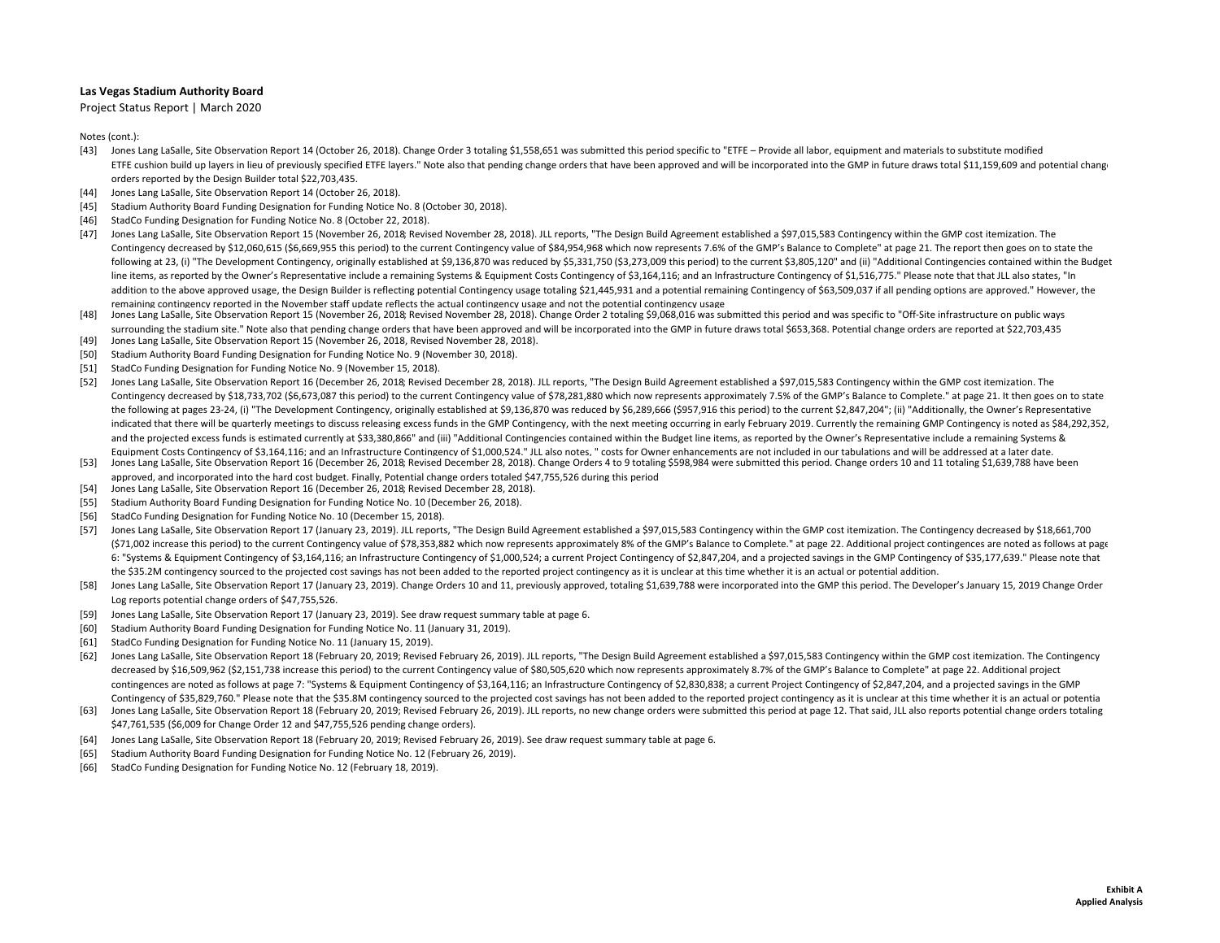**Las Vegas Stadium Authority Board**

Project Status Report | March 2020

Notes (cont.):

- [43] Jones Lang LaSalle, Site Observation Report 14 (October 26, 2018). Change Order 3 totaling $1,558,651 was submitted this period specific to "ETFE – Provide all labor, equipment and materials to substitute modified ETFE cushion build up layers in lieu of previously specified ETFE layers." Note also that pending change orders that have been approved and will be incorporated into the GMP in future draws total $11,159,609 and potential change orders reported by the Design Builder total $22,703,435.
- [44] Jones Lang LaSalle, Site Observation Report 14 (October 26, 2018).
- [45] Stadium Authority Board Funding Designation for Funding Notice No. 8 (October 30, 2018).
- [46] StadCo Funding Designation for Funding Notice No. 8 (October 22, 2018).
- [47] Jones Lang LaSalle, Site Observation Report 15 (November 26, 2018; Revised November 28, 2018). JLL reports, "The Design Build Agreement established a $97,015,583 Contingency within the GMP cost itemization. The Contingency decreased by $12,060,615 ($6,669,955 this period) to the current Contingency value of $84,954,968 which now represents 7.6% of the GMP's Balance to Complete" at page 21. The report then goes on to state the following at 23, (i) "The Development Contingency, originally established at $9,136,870 was reduced by $5,331,750 ($3,273,009 this period) to the current $3,805,120" and (ii) "Additional Contingencies contained within the Budget line items, as reported by the Owner's Representative include a remaining Systems & Equipment Costs Contingency of $3,164,116; and an Infrastructure Contingency of $1,516,775." Please note that that JLL also states, "In addition to the above approved usage, the Design Builder is reflecting potential Contingency usage totaling $21,445,931 and a potential remaining Contingency of $63,509,037 if all pending options are approved." However, the remaining contingency reported in the November staff update reflects the actual contingency usage and not the potential contingency usage
- [48] Jones Lang LaSalle, Site Observation Report 15 (November 26, 2018; Revised November 28, 2018). Change Order 2 totaling $9,068,016 was submitted this period and was specific to "Off-Site infrastructure on public ways surrounding the stadium site." Note also that pending change orders that have been approved and will be incorporated into the GMP in future draws total $653,368. Potential change orders are reported at $22,703,435
- [49] Jones Lang LaSalle, Site Observation Report 15 (November 26, 2018, Revised November 28, 2018).
- [50] Stadium Authority Board Funding Designation for Funding Notice No. 9 (November 30, 2018).
- [51] StadCo Funding Designation for Funding Notice No. 9 (November 15, 2018).
- [52] Jones Lang LaSalle, Site Observation Report 16 (December 26, 2018; Revised December 28, 2018). JLL reports, "The Design Build Agreement established a $97,015,583 Contingency within the GMP cost itemization. The Contingency decreased by $18,733,702 ($6,673,087 this period) to the current Contingency value of $78,281,880 which now represents approximately 7.5% of the GMP's Balance to Complete." at page 21. It then goes on to state the following at pages 23-24, (i) "The Development Contingency, originally established at $9,136,870 was reduced by $6,289,666 ($957,916 this period) to the current $2,847,204"; (ii) "Additionally, the Owner's Representative indicated that there will be quarterly meetings to discuss releasing excess funds in the GMP Contingency, with the next meeting occurring in early February 2019. Currently the remaining GMP Contingency is noted as $84,292,352, and the projected excess funds is estimated currently at $33,380,866" and (iii) "Additional Contingencies contained within the Budget line items, as reported by the Owner's Representative include a remaining Systems & Equipment Costs Contingency of $3,164,116; and an Infrastructure Contingency of $1,000,524." JLL also notes, " costs for Owner enhancements are not included in our tabulations and will be addressed at a later date.
- [53] Jones Lang LaSalle, Site Observation Report 16 (December 26, 2018; Revised December 28, 2018). Change Orders 4 to 9 totaling $598,984 were submitted this period. Change orders 10 and 11 totaling $1,639,788 have been approved, and incorporated into the hard cost budget. Finally, Potential change orders totaled $47,755,526 during this period
- [54] Jones Lang LaSalle, Site Observation Report 16 (December 26, 2018; Revised December 28, 2018).
- [55] Stadium Authority Board Funding Designation for Funding Notice No. 10 (December 26, 2018).
- [56] StadCo Funding Designation for Funding Notice No. 10 (December 15, 2018).
- [57] Jones Lang LaSalle, Site Observation Report 17 (January 23, 2019). JLL reports, "The Design Build Agreement established a $97,015,583 Contingency within the GMP cost itemization. The Contingency decreased by $18,661,700 ($71,002 increase this period) to the current Contingency value of $78,353,882 which now represents approximately 8% of the GMP's Balance to Complete." at page 22. Additional project contingences are noted as follows at page 6: "Systems & Equipment Contingency of $3,164,116; an Infrastructure Contingency of $1,000,524; a current Project Contingency of $2,847,204, and a projected savings in the GMP Contingency of $35,177,639." Please note that the $35.2M contingency sourced to the projected cost savings has not been added to the reported project contingency as it is unclear at this time whether it is an actual or potential addition.
- [58] Jones Lang LaSalle, Site Observation Report 17 (January 23, 2019). Change Orders 10 and 11, previously approved, totaling $1,639,788 were incorporated into the GMP this period. The Developer's January 15, 2019 Change Order Log reports potential change orders of $47,755,526.
- [59] Jones Lang LaSalle, Site Observation Report 17 (January 23, 2019). See draw request summary table at page 6.
- [60] Stadium Authority Board Funding Designation for Funding Notice No. 11 (January 31, 2019).
- [61] StadCo Funding Designation for Funding Notice No. 11 (January 15, 2019).
- [62] Jones Lang LaSalle, Site Observation Report 18 (February 20, 2019; Revised February 26, 2019). JLL reports, "The Design Build Agreement established a $97,015,583 Contingency within the GMP cost itemization. The Contingency decreased by $16,509,962 ($2,151,738 increase this period) to the current Contingency value of $80,505,620 which now represents approximately 8.7% of the GMP's Balance to Complete" at page 22. Additional project contingences are noted as follows at page 7: "Systems & Equipment Contingency of $3,164,116; an Infrastructure Contingency of $2,830,838; a current Project Contingency of $2,847,204, and a projected savings in the GMP Contingency of $35,829,760." Please note that the $35.8M contingency sourced to the projected cost savings has not been added to the reported project contingency as it is unclear at this time whether it is an actual or potentia
- [63] Jones Lang LaSalle, Site Observation Report 18 (February 20, 2019; Revised February 26, 2019). JLL reports, no new change orders were submitted this period at page 12. That said, JLL also reports potential change orders totaling $47,761,535 ($6,009 for Change Order 12 and $47,755,526 pending change orders).
- [64] Jones Lang LaSalle, Site Observation Report 18 (February 20, 2019; Revised February 26, 2019). See draw request summary table at page 6.
- [65] Stadium Authority Board Funding Designation for Funding Notice No. 12 (February 26, 2019).
- [66] StadCo Funding Designation for Funding Notice No. 12 (February 18, 2019).

**Exhibit A**
**Applied Analysis**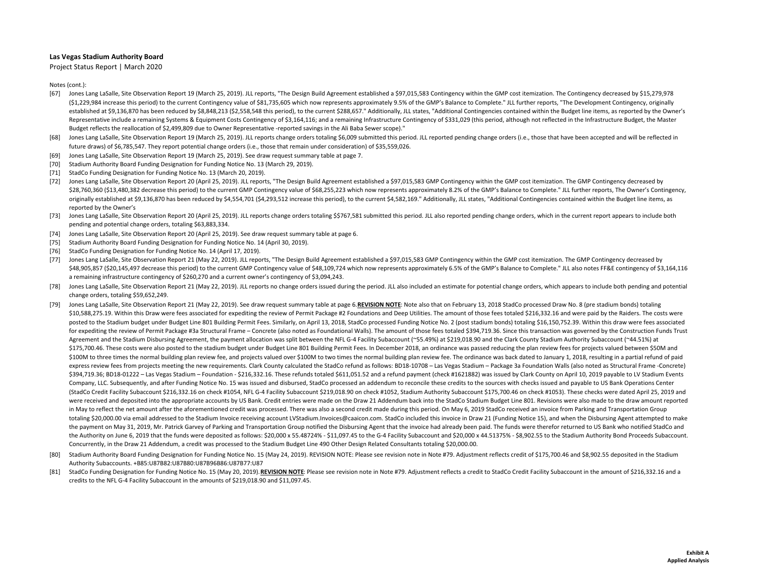**Las Vegas Stadium Authority Board**

Project Status Report | March 2020

Notes (cont.):

[67] Jones Lang LaSalle, Site Observation Report 19 (March 25, 2019). JLL reports, "The Design Build Agreement established a $97,015,583 Contingency within the GMP cost itemization. The Contingency decreased by $15,279,978 ($1,229,984 increase this period) to the current Contingency value of $81,735,605 which now represents approximately 9.5% of the GMP's Balance to Complete." JLL further reports, "The Development Contingency, originally established at $9,136,870 has been reduced by $8,848,213 ($2,558,548 this period), to the current $288,657." Additionally, JLL states, "Additional Contingencies contained within the Budget line items, as reported by the Owner's Representative include a remaining Systems & Equipment Costs Contingency of $3,164,116; and a remaining Infrastructure Contingency of $331,029 (this period, although not reflected in the Infrastructure Budget, the Master Budget reflects the reallocation of $2,499,809 due to Owner Representative -reported savings in the Ali Baba Sewer scope)."

[68] Jones Lang LaSalle, Site Observation Report 19 (March 25, 2019). JLL reports change orders totaling $6,009 submitted this period. JLL reported pending change orders (i.e., those that have been accepted and will be reflected in future draws) of $6,785,547. They report potential change orders (i.e., those that remain under consideration) of $35,559,026.

[69] Jones Lang LaSalle, Site Observation Report 19 (March 25, 2019). See draw request summary table at page 7.

[70] Stadium Authority Board Funding Designation for Funding Notice No. 13 (March 29, 2019).

[71] StadCo Funding Designation for Funding Notice No. 13 (March 20, 2019).

[72] Jones Lang LaSalle, Site Observation Report 20 (April 25, 2019). JLL reports, "The Design Build Agreement established a $97,015,583 GMP Contingency within the GMP cost itemization. The GMP Contingency decreased by $28,760,360 ($13,480,382 decrease this period) to the current GMP Contingency value of $68,255,223 which now represents approximately 8.2% of the GMP's Balance to Complete." JLL further reports, The Owner's Contingency, originally established at $9,136,870 has been reduced by $4,554,701 ($4,293,512 increase this period), to the current $4,582,169." Additionally, JLL states, "Additional Contingencies contained within the Budget line items, as reported by the Owner's

[73] Jones Lang LaSalle, Site Observation Report 20 (April 25, 2019). JLL reports change orders totaling $$767,581 submitted this period. JLL also reported pending change orders, which in the current report appears to include both pending and potential change orders, totaling $63,883,334.

[74] Jones Lang LaSalle, Site Observation Report 20 (April 25, 2019). See draw request summary table at page 6.

[75] Stadium Authority Board Funding Designation for Funding Notice No. 14 (April 30, 2019).

[76] StadCo Funding Designation for Funding Notice No. 14 (April 17, 2019).

[77] Jones Lang LaSalle, Site Observation Report 21 (May 22, 2019). JLL reports, "The Design Build Agreement established a $97,015,583 GMP Contingency within the GMP cost itemization. The GMP Contingency decreased by $48,905,857 ($20,145,497 decrease this period) to the current GMP Contingency value of $48,109,724 which now represents approximately 6.5% of the GMP's Balance to Complete." JLL also notes FF&E contingency of $3,164,116 a remaining infrastructure contingency of $260,270 and a current owner's contingency of $3,094,243.

[78] Jones Lang LaSalle, Site Observation Report 21 (May 22, 2019). JLL reports no change orders issued during the period. JLL also included an estimate for potential change orders, which appears to include both pending and potential change orders, totaling $59,652,249.

[79] Jones Lang LaSalle, Site Observation Report 21 (May 22, 2019). See draw request summary table at page 6. **REVISION NOTE**: Note also that on February 13, 2018 StadCo processed Draw No. 8 (pre stadium bonds) totaling $10,588,275.19. Within this Draw were fees associated for expediting the review of Permit Package #2 Foundations and Deep Utilities. The amount of those fees totaled $216,332.16 and were paid by the Raiders. The costs were posted to the Stadium budget under Budget Line 801 Building Permit Fees. Similarly, on April 13, 2018, StadCo processed Funding Notice No. 2 (post stadium bonds) totaling $16,150,752.39. Within this draw were fees associated for expediting the review of Permit Package #3a Structural Frame – Concrete (also noted as Foundational Walls). The amount of those fees totaled $394,719.36. Since this transaction was governed by the Construction Funds Trust Agreement and the Stadium Disbursing Agreement, the payment allocation was split between the NFL G-4 Facility Subaccount (~55.49%) at $219,018.90 and the Clark County Stadium Authority Subaccount (~44.51%) at $175,700.46. These costs were also posted to the stadium budget under Budget Line 801 Building Permit Fees. In December 2018, an ordinance was passed reducing the plan review fees for projects valued between $50M and $100M to three times the normal building plan review fee, and projects valued over $100M to two times the normal building plan review fee. The ordinance was back dated to January 1, 2018, resulting in a partial refund of paid express review fees from projects meeting the new requirements. Clark County calculated the StadCo refund as follows: BD18-10708 – Las Vegas Stadium – Package 3a Foundation Walls (also noted as Structural Frame -Concrete) $394,719.36; BD18-01222 – Las Vegas Stadium – Foundation - $216,332.16. These refunds totaled $611,051.52 and a refund payment (check #1621882) was issued by Clark County on April 10, 2019 payable to LV Stadium Events Company, LLC. Subsequently, and after Funding Notice No. 15 was issued and disbursed, StadCo processed an addendum to reconcile these credits to the sources with checks issued and payable to US Bank Operations Center (StadCo Credit Facility Subaccount $216,332.16 on check #1054, NFL G-4 Facility Subaccount $219,018.90 on check #1052, Stadium Authority Subaccount $175,700.46 on check #1053). These checks were dated April 25, 2019 and were received and deposited into the appropriate accounts by US Bank. Credit entries were made on the Draw 21 Addendum back into the StadCo Stadium Budget Line 801. Revisions were also made to the draw amount reported in May to reflect the net amount after the aforementioned credit was processed. There was also a second credit made during this period. On May 6, 2019 StadCo received an invoice from Parking and Transportation Group totaling $20,000.00 via email addressed to the Stadium Invoice receiving account LVStadium.Invoices@caaicon.com. StadCo included this invoice in Draw 21 (Funding Notice 15), and when the Disbursing Agent attempted to make the payment on May 31, 2019, Mr. Patrick Garvey of Parking and Transportation Group notified the Disbursing Agent that the invoice had already been paid. The funds were therefor returned to US Bank who notified StadCo and the Authority on June 6, 2019 that the funds were deposited as follows: $20,000 x 55.48724% - $11,097.45 to the G-4 Facility Subaccount and $20,000 x 44.51375% - $8,902.55 to the Stadium Authority Bond Proceeds Subaccount. Concurrently, in the Draw 21 Addendum, a credit was processed to the Stadium Budget Line 490 Other Design Related Consultants totaling $20,000.00.

[80] Stadium Authority Board Funding Designation for Funding Notice No. 15 (May 24, 2019). REVISION NOTE: Please see revision note in Note #79. Adjustment reflects credit of $175,700.46 and $8,902.55 deposited in the Stadium Authority Subaccounts. +B85:U87B82:U87B80:U87B96B86:U87B77:U87

[81] StadCo Funding Designation for Funding Notice No. 15 (May 20, 2019). **REVISION NOTE**: Please see revision note in Note #79. Adjustment reflects a credit to StadCo Credit Facility Subaccount in the amount of $216,332.16 and a credits to the NFL G-4 Facility Subaccount in the amounts of $219,018.90 and $11,097.45.

**Exhibit A**
**Applied Analysis**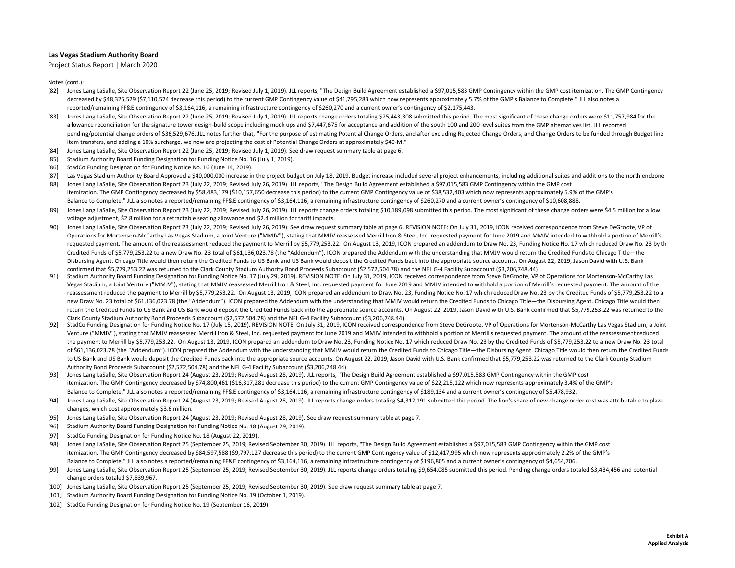Notes (cont.):

[82] Jones Lang LaSalle, Site Observation Report 22 (June 25, 2019; Revised July 1, 2019). JLL reports, "The Design Build Agreement established a $97,015,583 GMP Contingency within the GMP cost itemization. The GMP Contingency decreased by $48,325,529 ($7,110,574 decrease this period) to the current GMP Contingency value of $41,795,283 which now represents approximately 5.7% of the GMP's Balance to Complete." JLL also notes a reported/remaining FF&E contingency of $3,164,116, a remaining infrastructure contingency of $260,270 and a current owner's contingency of $2,175,443.

[83] Jones Lang LaSalle, Site Observation Report 22 (June 25, 2019; Revised July 1, 2019). JLL reports change orders totaling $25,443,308 submitted this period. The most significant of these change orders were $11,757,984 for the allowance reconciliation for the signature tower design-build scope including mock ups and $7,447,675 for acceptance and addition of the south 100 and 200 level suites from the GMP alternatives list. JLL reported pending/potential change orders of $36,529,676. JLL notes further that, "For the purpose of estimating Potential Change Orders, and after excluding Rejected Change Orders, and Change Orders to be funded through Budget line item transfers, and adding a 10% surcharge, we are now are projecting the cost of Potential Change Orders at approximately $40-M."

[84] Jones Lang LaSalle, Site Observation Report 22 (June 25, 2019; Revised July 1, 2019). See draw request summary table at page 6.

[85] Stadium Authority Board Funding Designation for Funding Notice No. 16 (July 1, 2019).

[86] StadCo Funding Designation for Funding Notice No. 16 (June 14, 2019).

[87] Las Vegas Stadium Authority Board Approved a $40,000,000 increase in the project budget on July 18, 2019. Budget increase included several project enhancements, including additional suites and additions to the north endzone

[88] Jones Lang LaSalle, Site Observation Report 23 (July 22, 2019; Revised July 26, 2019). JLL reports, "The Design Build Agreement established a $97,015,583 GMP Contingency within the GMP cost itemization. The GMP Contingency decreased by $58,483,179 ($10,157,650 decrease this period) to the current GMP Contingency value of $38,532,403 which now represents approximately 5.9% of the GMP's Balance to Complete." JLL also notes a reported/remaining FF&E contingency of $3,164,116, a remaining infrastructure contingency of $260,270 and a current owner's contingency of $10,608,888.

[89] Jones Lang LaSalle, Site Observation Report 23 (July 22, 2019; Revised July 26, 2019). JLL reports change orders totaling $10,189,098 submitted this period. The most significant of these change orders were $4.5 million for a low voltage adjustment, $2.8 million for a retractable seating allowance and $2.4 million for tariff impacts.

[90] Jones Lang LaSalle, Site Observation Report 23 (July 22, 2019; Revised July 26, 2019). See draw request summary table at page 6. REVISION NOTE: On July 31, 2019, ICON received correspondence from Steve DeGroote, VP of Operations for Mortenson-McCarthy Las Vegas Stadium, a Joint Venture ("MMJV"), stating that MMJV reassessed Merrill Iron & Steel, Inc. requested payment for June 2019 and MMJV intended to withhold a portion of Merrill's requested payment. The amount of the reassessment reduced the payment to Merrill by $5,779,253.22. On August 13, 2019, ICON prepared an addendum to Draw No. 23, Funding Notice No. 17 which reduced Draw No. 23 by the Credited Funds of $5,779,253.22 to a new Draw No. 23 total of $61,136,023.78 (the "Addendum"). ICON prepared the Addendum with the understanding that MMJV would return the Credited Funds to Chicago Title—the Disbursing Agent. Chicago Title would then return the Credited Funds to US Bank and US Bank would deposit the Credited Funds back into the appropriate source accounts. On August 22, 2019, Jason David with U.S. Bank confirmed that $5,779,253.22 was returned to the Clark County Stadium Authority Bond Proceeds Subaccount ($2,572,504.78) and the NFL G-4 Facility Subaccount ($3,206,748.44)

[91] Stadium Authority Board Funding Designation for Funding Notice No. 17 (July 29, 2019). REVISION NOTE: On July 31, 2019, ICON received correspondence from Steve DeGroote, VP of Operations for Mortenson-McCarthy Las Vegas Stadium, a Joint Venture ("MMJV"), stating that MMJV reassessed Merrill Iron & Steel, Inc. requested payment for June 2019 and MMJV intended to withhold a portion of Merrill's requested payment. The amount of the reassessment reduced the payment to Merrill by $5,779,253.22. On August 13, 2019, ICON prepared an addendum to Draw No. 23, Funding Notice No. 17 which reduced Draw No. 23 by the Credited Funds of $5,779,253.22 to a new Draw No. 23 total of $61,136,023.78 (the "Addendum"). ICON prepared the Addendum with the understanding that MMJV would return the Credited Funds to Chicago Title—the Disbursing Agent. Chicago Title would then return the Credited Funds to US Bank and US Bank would deposit the Credited Funds back into the appropriate source accounts. On August 22, 2019, Jason David with U.S. Bank confirmed that $5,779,253.22 was returned to the Clark County Stadium Authority Bond Proceeds Subaccount ($2,572,504.78) and the NFL G-4 Facility Subaccount ($3,206,748.44).

[92] StadCo Funding Designation for Funding Notice No. 17 (July 15, 2019). REVISION NOTE: On July 31, 2019, ICON received correspondence from Steve DeGroote, VP of Operations for Mortenson-McCarthy Las Vegas Stadium, a Joint Venture ("MMJV"), stating that MMJV reassessed Merrill Iron & Steel, Inc. requested payment for June 2019 and MMJV intended to withhold a portion of Merrill's requested payment. The amount of the reassessment reduced the payment to Merrill by $5,779,253.22. On August 13, 2019, ICON prepared an addendum to Draw No. 23, Funding Notice No. 17 which reduced Draw No. 23 by the Credited Funds of $5,779,253.22 to a new Draw No. 23 total of $61,136,023.78 (the "Addendum"). ICON prepared the Addendum with the understanding that MMJV would return the Credited Funds to Chicago Title—the Disbursing Agent. Chicago Title would then return the Credited Funds to US Bank and US Bank would deposit the Credited Funds back into the appropriate source accounts. On August 22, 2019, Jason David with U.S. Bank confirmed that $5,779,253.22 was returned to the Clark County Stadium Authority Bond Proceeds Subaccount ($2,572,504.78) and the NFL G-4 Facility Subaccount ($3,206,748.44).

[93] Jones Lang LaSalle, Site Observation Report 24 (August 23, 2019; Revised August 28, 2019). JLL reports, "The Design Build Agreement established a $97,015,583 GMP Contingency within the GMP cost itemization. The GMP Contingency decreased by $74,800,461 ($16,317,281 decrease this period) to the current GMP Contingency value of $22,215,122 which now represents approximately 3.4% of the GMP's Balance to Complete." JLL also notes a reported/remaining FF&E contingency of $3,164,116, a remaining infrastructure contingency of $189,134 and a current owner's contingency of $5,478,932.

[94] Jones Lang LaSalle, Site Observation Report 24 (August 23, 2019; Revised August 28, 2019). JLL reports change orders totaling $4,312,191 submitted this period. The lion's share of new change order cost was attributable to plaza changes, which cost approximately $3.6 million.

[95] Jones Lang LaSalle, Site Observation Report 24 (August 23, 2019; Revised August 28, 2019). See draw request summary table at page 7.

[96] Stadium Authority Board Funding Designation for Funding Notice No. 18 (August 29, 2019).

[97] StadCo Funding Designation for Funding Notice No. 18 (August 22, 2019).

[98] Jones Lang LaSalle, Site Observation Report 25 (September 25, 2019; Revised September 30, 2019). JLL reports, "The Design Build Agreement established a $97,015,583 GMP Contingency within the GMP cost itemization. The GMP Contingency decreased by $84,597,588 ($9,797,127 decrease this period) to the current GMP Contingency value of $12,417,995 which now represents approximately 2.2% of the GMP's Balance to Complete." JLL also notes a reported/remaining FF&E contingency of $3,164,116, a remaining infrastructure contingency of $196,805 and a current owner's contingency of $4,654,706.

[99] Jones Lang LaSalle, Site Observation Report 25 (September 25, 2019; Revised September 30, 2019). JLL reports change orders totaling $9,654,085 submitted this period. Pending change orders totaled $3,434,456 and potential change orders totaled $7,839,967.

[100] Jones Lang LaSalle, Site Observation Report 25 (September 25, 2019; Revised September 30, 2019). See draw request summary table at page 7.

[101] Stadium Authority Board Funding Designation for Funding Notice No. 19 (October 1, 2019).

[102] StadCo Funding Designation for Funding Notice No. 19 (September 16, 2019).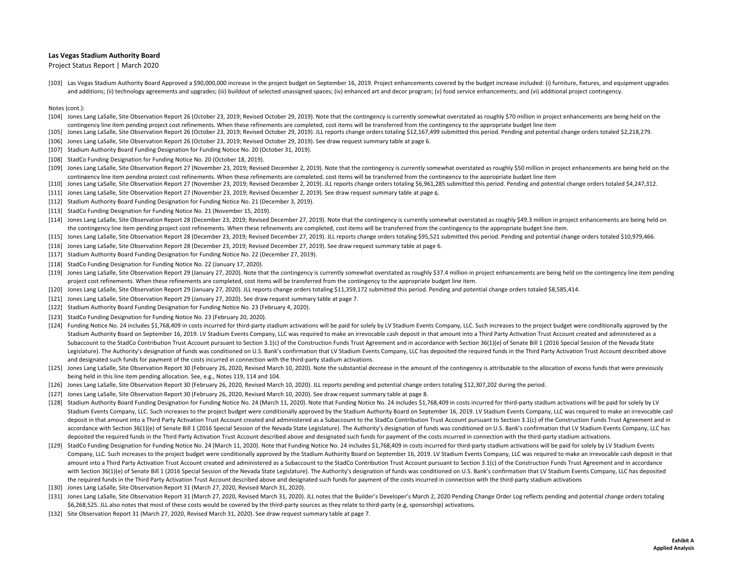**Las Vegas Stadium Authority Board**

Project Status Report | March 2020

[103] Las Vegas Stadium Authority Board Approved a $90,000,000 increase in the project budget on September 16, 2019. Project enhancements covered by the budget increase included: (i) furniture, fixtures, and equipment upgrades and additions; (ii) technology agreements and upgrades; (iii) buildout of selected unassigned spaces; (iv) enhanced art and decor program; (v) food service enhancements; and (vi) additional project contingency.

Notes (cont.):

[104] Jones Lang LaSalle, Site Observation Report 26 (October 23, 2019; Revised October 29, 2019). Note that the contingency is currently somewhat overstated as roughly $70 million in project enhancements are being held on the contingency line item pending project cost refinements. When these refinements are completed, cost items will be transferred from the contingency to the appropriate budget line item

[105] Jones Lang LaSalle, Site Observation Report 26 (October 23, 2019; Revised October 29, 2019). JLL reports change orders totaling $12,167,499 submitted this period. Pending and potential change orders totaled $2,218,279.

[106] Jones Lang LaSalle, Site Observation Report 26 (October 23, 2019; Revised October 29, 2019). See draw request summary table at page 6.

[107] Stadium Authority Board Funding Designation for Funding Notice No. 20 (October 31, 2019).

[108] StadCo Funding Designation for Funding Notice No. 20 (October 18, 2019).

[109] Jones Lang LaSalle, Site Observation Report 27 (November 23, 2019; Revised December 2, 2019). Note that the contingency is currently somewhat overstated as roughly $50 million in project enhancements are being held on the contingency line item pending project cost refinements. When these refinements are completed, cost items will be transferred from the contingency to the appropriate budget line item

[110] Jones Lang LaSalle, Site Observation Report 27 (November 23, 2019; Revised December 2, 2019). JLL reports change orders totaling $6,961,285 submitted this period. Pending and potential change orders totaled $4,247,312.

[111] Jones Lang LaSalle, Site Observation Report 27 (November 23, 2019; Revised December 2, 2019). See draw request summary table at page 6.

[112] Stadium Authority Board Funding Designation for Funding Notice No. 21 (December 3, 2019).

[113] StadCo Funding Designation for Funding Notice No. 21 (November 15, 2019).

[114] Jones Lang LaSalle, Site Observation Report 28 (December 23, 2019; Revised December 27, 2019). Note that the contingency is currently somewhat overstated as roughly $49.3 million in project enhancements are being held on the contingency line item pending project cost refinements. When these refinements are completed, cost items will be transferred from the contingency to the appropriate budget line item.

[115] Jones Lang LaSalle, Site Observation Report 28 (December 23, 2019; Revised December 27, 2019). JLL reports change orders totaling $95,521 submitted this period. Pending and potential change orders totaled $10,979,466.

[116] Jones Lang LaSalle, Site Observation Report 28 (December 23, 2019; Revised December 27, 2019). See draw request summary table at page 6.

[117] Stadium Authority Board Funding Designation for Funding Notice No. 22 (December 27, 2019).

[118] StadCo Funding Designation for Funding Notice No. 22 (January 17, 2020).

[119] Jones Lang LaSalle, Site Observation Report 29 (January 27, 2020). Note that the contingency is currently somewhat overstated as roughly $37.4 million in project enhancements are being held on the contingency line item pending project cost refinements. When these refinements are completed, cost items will be transferred from the contingency to the appropriate budget line item.

[120] Jones Lang LaSalle, Site Observation Report 29 (January 27, 2020). JLL reports change orders totaling $11,359,172 submitted this period. Pending and potential change orders totaled $8,585,414.

[121] Jones Lang LaSalle, Site Observation Report 29 (January 27, 2020). See draw request summary table at page 7.

[122] Stadium Authority Board Funding Designation for Funding Notice No. 23 (February 4, 2020).

[123] StadCo Funding Designation for Funding Notice No. 23 (February 20, 2020).

[124] Funding Notice No. 24 includes $1,768,409 in costs incurred for third-party stadium activations will be paid for solely by LV Stadium Events Company, LLC. Such increases to the project budget were conditionally approved by the Stadium Authority Board on September 16, 2019. LV Stadium Events Company, LLC was required to make an irrevocable cash deposit in that amount into a Third Party Activation Trust Account created and administered as a Subaccount to the StadCo Contribution Trust Account pursuant to Section 3.1(c) of the Construction Funds Trust Agreement and in accordance with Section 36(1)(e) of Senate Bill 1 (2016 Special Session of the Nevada State Legislature). The Authority's designation of funds was conditioned on U.S. Bank's confirmation that LV Stadium Events Company, LLC has deposited the required funds in the Third Party Activation Trust Account described above and designated such funds for payment of the costs incurred in connection with the third-party stadium activations.

[125] Jones Lang LaSalle, Site Observation Report 30 (February 26, 2020, Revised March 10, 2020). Note the substantial decrease in the amount of the contingency is attributable to the allocation of excess funds that were previously being held in this line item pending allocation. See, e.g., Notes 119, 114 and 104.

[126] Jones Lang LaSalle, Site Observation Report 30 (February 26, 2020, Revised March 10, 2020). JLL reports pending and potential change orders totaling $12,307,202 during the period.

[127] Jones Lang LaSalle, Site Observation Report 30 (February 26, 2020, Revised March 10, 2020). See draw request summary table at page 8.

[128] Stadium Authority Board Funding Designation for Funding Notice No. 24 (March 11, 2020). Note that Funding Notice No. 24 includes $1,768,409 in costs incurred for third-party stadium activations will be paid for solely by LV Stadium Events Company, LLC. Such increases to the project budget were conditionally approved by the Stadium Authority Board on September 16, 2019. LV Stadium Events Company, LLC was required to make an irrevocable cash deposit in that amount into a Third Party Activation Trust Account created and administered as a Subaccount to the StadCo Contribution Trust Account pursuant to Section 3.1(c) of the Construction Funds Trust Agreement and in accordance with Section 36(1)(e) of Senate Bill 1 (2016 Special Session of the Nevada State Legislature). The Authority's designation of funds was conditioned on U.S. Bank's confirmation that LV Stadium Events Company, LLC has deposited the required funds in the Third Party Activation Trust Account described above and designated such funds for payment of the costs incurred in connection with the third-party stadium activations.

[129] StadCo Funding Designation for Funding Notice No. 24 (March 11, 2020). Note that Funding Notice No. 24 includes $1,768,409 in costs incurred for third-party stadium activations will be paid for solely by LV Stadium Events Company, LLC. Such increases to the project budget were conditionally approved by the Stadium Authority Board on September 16, 2019. LV Stadium Events Company, LLC was required to make an irrevocable cash deposit in that amount into a Third Party Activation Trust Account created and administered as a Subaccount to the StadCo Contribution Trust Account pursuant to Section 3.1(c) of the Construction Funds Trust Agreement and in accordance with Section 36(1)(e) of Senate Bill 1 (2016 Special Session of the Nevada State Legislature). The Authority's designation of funds was conditioned on U.S. Bank's confirmation that LV Stadium Events Company, LLC has deposited the required funds in the Third Party Activation Trust Account described above and designated such funds for payment of the costs incurred in connection with the third-party stadium activations

[130] Jones Lang LaSalle, Site Observation Report 31 (March 27, 2020, Revised March 31, 2020).

[131] Jones Lang LaSalle, Site Observation Report 31 (March 27, 2020, Revised March 31, 2020). JLL notes that the Builder's Developer's March 2, 2020 Pending Change Order Log reflects pending and potential change orders totaling $6,268,525. JLL also notes that most of these costs would be covered by the third-party sources as they relate to third-party (e.g, sponsorship) activations.

[132] Site Observation Report 31 (March 27, 2020, Revised March 31, 2020). See draw request summary table at page 7.

**Exhibit A**
**Applied Analysis**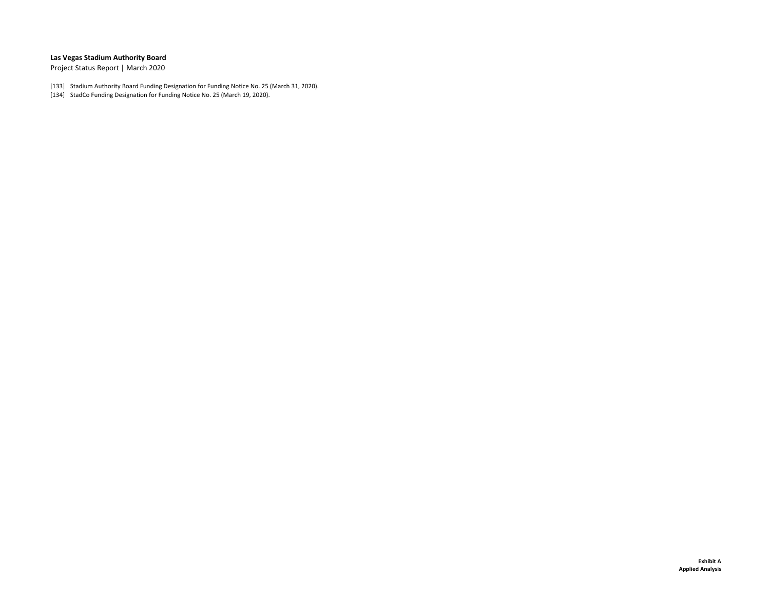[133] Stadium Authority Board Funding Designation for Funding Notice No. 25 (March 31, 2020).

[134] StadCo Funding Designation for Funding Notice No. 25 (March 19, 2020).